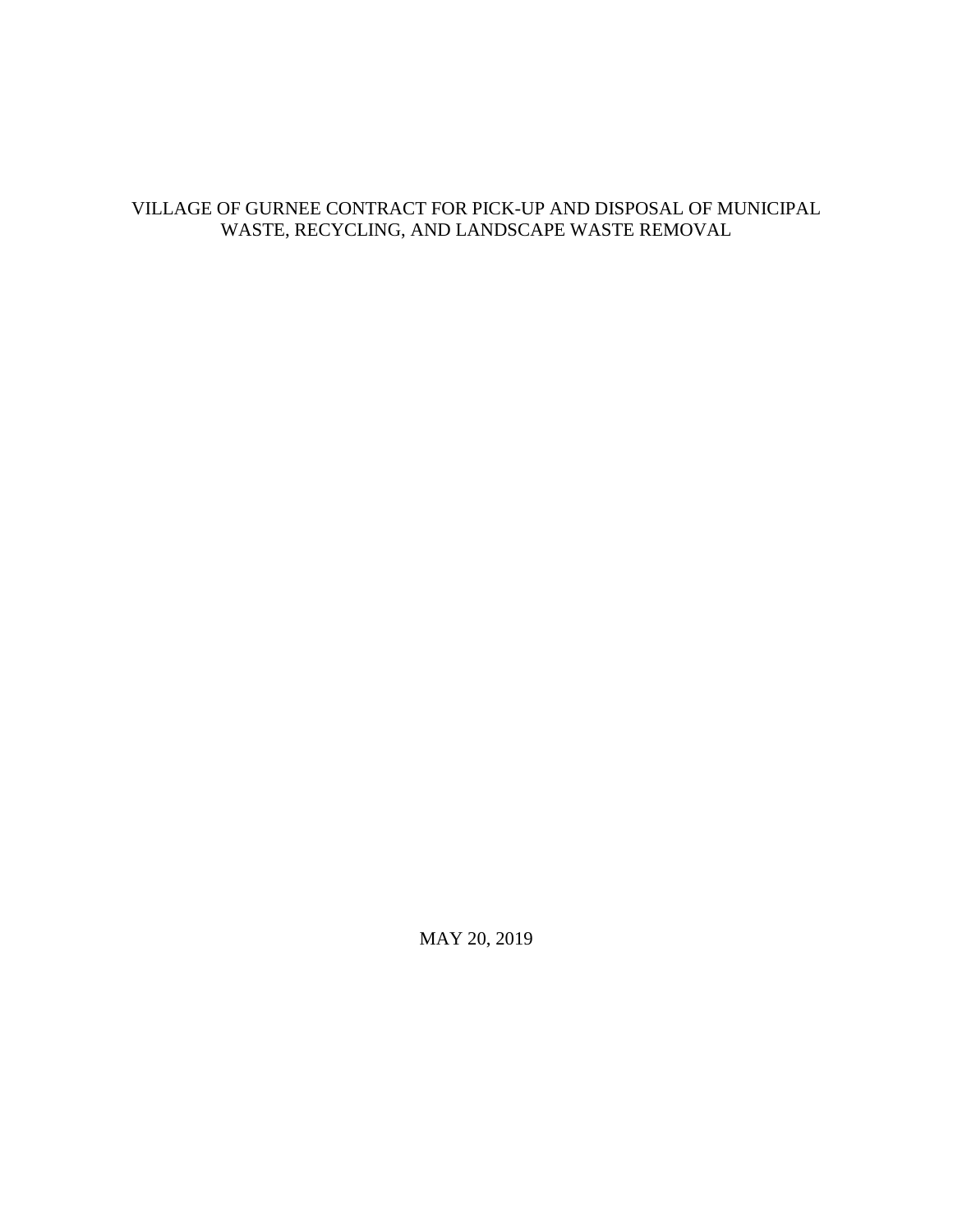# VILLAGE OF GURNEE CONTRACT FOR PICK-UP AND DISPOSAL OF MUNICIPAL WASTE, RECYCLING, AND LANDSCAPE WASTE REMOVAL

MAY 20, 2019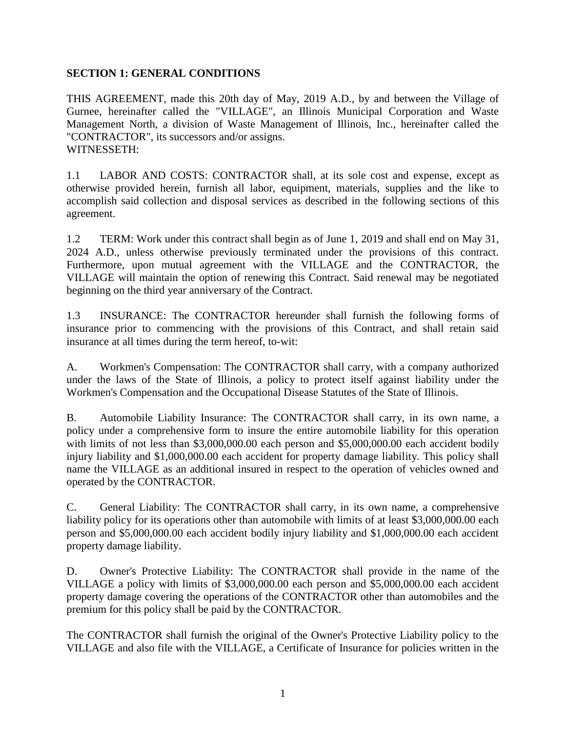**SECTION 1: GENERAL CONDITIONS**

THIS AGREEMENT, made this 20th day of May, 2019 A.D., by and between the Village of Gurnee, hereinafter called the "VILLAGE", an Illinois Municipal Corporation and Waste Management North, a division of Waste Management of Illinois, Inc., hereinafter called the "CONTRACTOR", its successors and/or assigns.
WITNESSETH:

1.1 LABOR AND COSTS: CONTRACTOR shall, at its sole cost and expense, except as otherwise provided herein, furnish all labor, equipment, materials, supplies and the like to accomplish said collection and disposal services as described in the following sections of this agreement.

1.2 TERM: Work under this contract shall begin as of June 1, 2019 and shall end on May 31, 2024 A.D., unless otherwise previously terminated under the provisions of this contract. Furthermore, upon mutual agreement with the VILLAGE and the CONTRACTOR, the VILLAGE will maintain the option of renewing this Contract. Said renewal may be negotiated beginning on the third year anniversary of the Contract.

1.3 INSURANCE: The CONTRACTOR hereunder shall furnish the following forms of insurance prior to commencing with the provisions of this Contract, and shall retain said insurance at all times during the term hereof, to-wit:

A. Workmen's Compensation: The CONTRACTOR shall carry, with a company authorized under the laws of the State of Illinois, a policy to protect itself against liability under the Workmen's Compensation and the Occupational Disease Statutes of the State of Illinois.

B. Automobile Liability Insurance: The CONTRACTOR shall carry, in its own name, a policy under a comprehensive form to insure the entire automobile liability for this operation with limits of not less than $3,000,000.00 each person and $5,000,000.00 each accident bodily injury liability and $1,000,000.00 each accident for property damage liability. This policy shall name the VILLAGE as an additional insured in respect to the operation of vehicles owned and operated by the CONTRACTOR.

C. General Liability: The CONTRACTOR shall carry, in its own name, a comprehensive liability policy for its operations other than automobile with limits of at least $3,000,000.00 each person and $5,000,000.00 each accident bodily injury liability and $1,000,000.00 each accident property damage liability.

D. Owner's Protective Liability: The CONTRACTOR shall provide in the name of the VILLAGE a policy with limits of $3,000,000.00 each person and $5,000,000.00 each accident property damage covering the operations of the CONTRACTOR other than automobiles and the premium for this policy shall be paid by the CONTRACTOR.

The CONTRACTOR shall furnish the original of the Owner's Protective Liability policy to the VILLAGE and also file with the VILLAGE, a Certificate of Insurance for policies written in the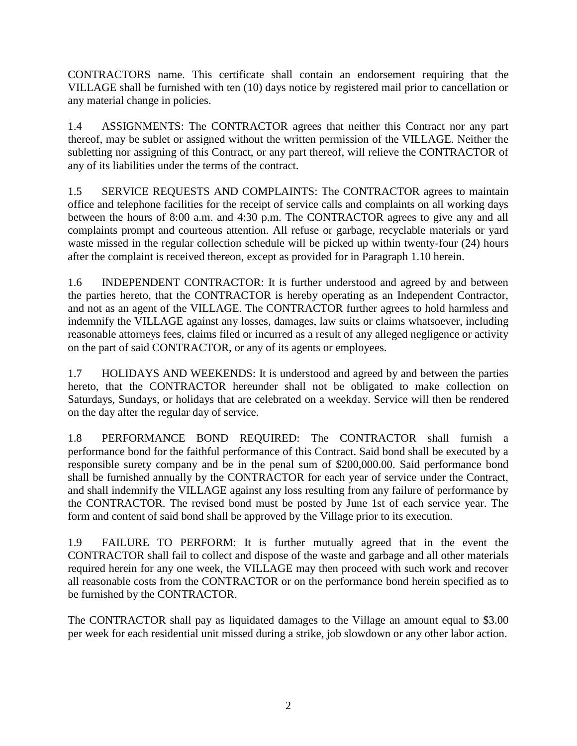CONTRACTORS name. This certificate shall contain an endorsement requiring that the VILLAGE shall be furnished with ten (10) days notice by registered mail prior to cancellation or any material change in policies.

1.4 ASSIGNMENTS: The CONTRACTOR agrees that neither this Contract nor any part thereof, may be sublet or assigned without the written permission of the VILLAGE. Neither the subletting nor assigning of this Contract, or any part thereof, will relieve the CONTRACTOR of any of its liabilities under the terms of the contract.

1.5 SERVICE REQUESTS AND COMPLAINTS: The CONTRACTOR agrees to maintain office and telephone facilities for the receipt of service calls and complaints on all working days between the hours of 8:00 a.m. and 4:30 p.m. The CONTRACTOR agrees to give any and all complaints prompt and courteous attention. All refuse or garbage, recyclable materials or yard waste missed in the regular collection schedule will be picked up within twenty-four (24) hours after the complaint is received thereon, except as provided for in Paragraph 1.10 herein.

1.6 INDEPENDENT CONTRACTOR: It is further understood and agreed by and between the parties hereto, that the CONTRACTOR is hereby operating as an Independent Contractor, and not as an agent of the VILLAGE. The CONTRACTOR further agrees to hold harmless and indemnify the VILLAGE against any losses, damages, law suits or claims whatsoever, including reasonable attorneys fees, claims filed or incurred as a result of any alleged negligence or activity on the part of said CONTRACTOR, or any of its agents or employees.

1.7 HOLIDAYS AND WEEKENDS: It is understood and agreed by and between the parties hereto, that the CONTRACTOR hereunder shall not be obligated to make collection on Saturdays, Sundays, or holidays that are celebrated on a weekday. Service will then be rendered on the day after the regular day of service.

1.8 PERFORMANCE BOND REQUIRED: The CONTRACTOR shall furnish a performance bond for the faithful performance of this Contract. Said bond shall be executed by a responsible surety company and be in the penal sum of $200,000.00. Said performance bond shall be furnished annually by the CONTRACTOR for each year of service under the Contract, and shall indemnify the VILLAGE against any loss resulting from any failure of performance by the CONTRACTOR. The revised bond must be posted by June 1st of each service year. The form and content of said bond shall be approved by the Village prior to its execution.

1.9 FAILURE TO PERFORM: It is further mutually agreed that in the event the CONTRACTOR shall fail to collect and dispose of the waste and garbage and all other materials required herein for any one week, the VILLAGE may then proceed with such work and recover all reasonable costs from the CONTRACTOR or on the performance bond herein specified as to be furnished by the CONTRACTOR.

The CONTRACTOR shall pay as liquidated damages to the Village an amount equal to $3.00 per week for each residential unit missed during a strike, job slowdown or any other labor action.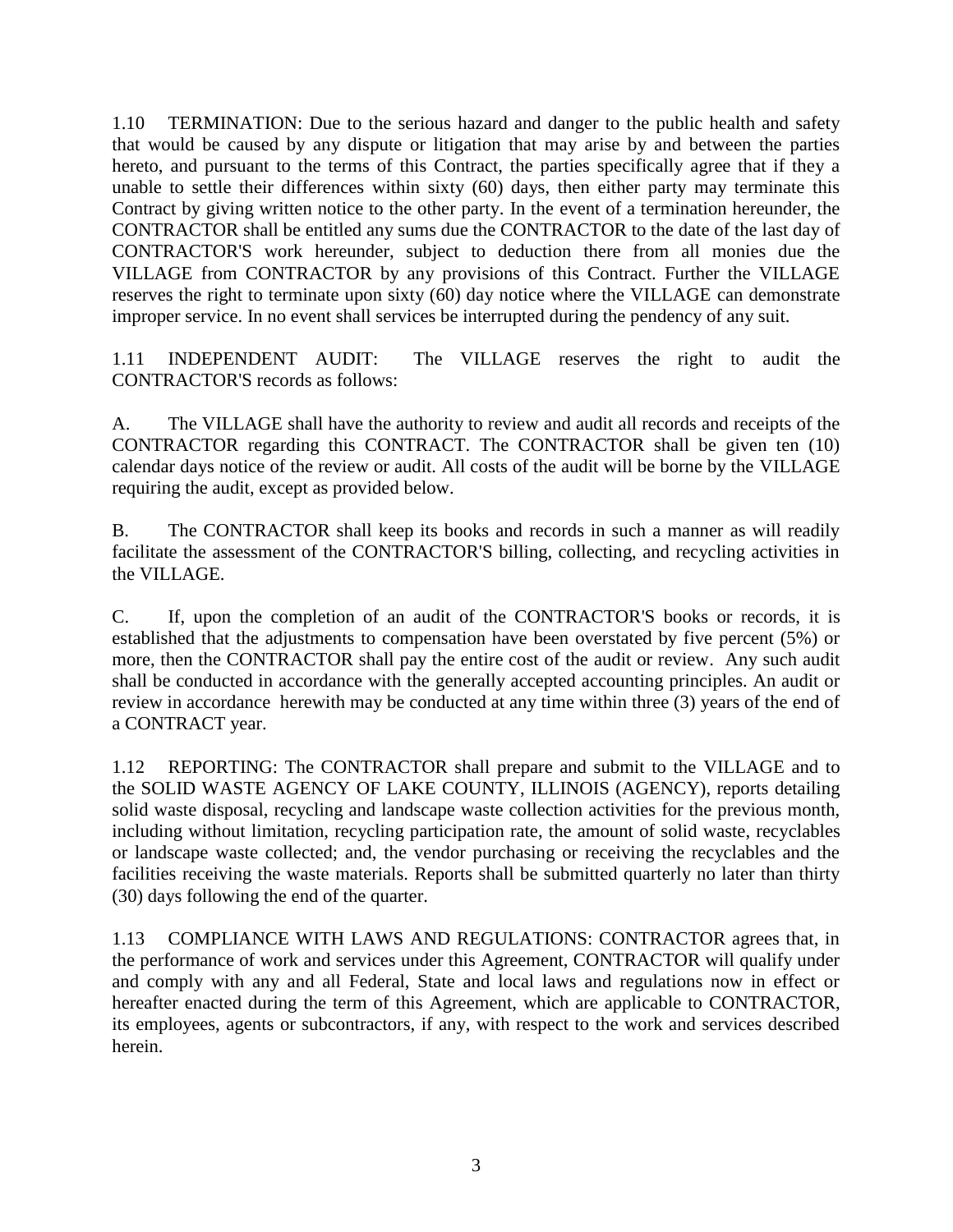1.10 TERMINATION: Due to the serious hazard and danger to the public health and safety that would be caused by any dispute or litigation that may arise by and between the parties hereto, and pursuant to the terms of this Contract, the parties specifically agree that if they a unable to settle their differences within sixty (60) days, then either party may terminate this Contract by giving written notice to the other party. In the event of a termination hereunder, the CONTRACTOR shall be entitled any sums due the CONTRACTOR to the date of the last day of CONTRACTOR'S work hereunder, subject to deduction there from all monies due the VILLAGE from CONTRACTOR by any provisions of this Contract. Further the VILLAGE reserves the right to terminate upon sixty (60) day notice where the VILLAGE can demonstrate improper service. In no event shall services be interrupted during the pendency of any suit.

1.11 INDEPENDENT AUDIT: The VILLAGE reserves the right to audit the CONTRACTOR'S records as follows:

A. The VILLAGE shall have the authority to review and audit all records and receipts of the CONTRACTOR regarding this CONTRACT. The CONTRACTOR shall be given ten (10) calendar days notice of the review or audit. All costs of the audit will be borne by the VILLAGE requiring the audit, except as provided below.

B. The CONTRACTOR shall keep its books and records in such a manner as will readily facilitate the assessment of the CONTRACTOR'S billing, collecting, and recycling activities in the VILLAGE.

C. If, upon the completion of an audit of the CONTRACTOR'S books or records, it is established that the adjustments to compensation have been overstated by five percent (5%) or more, then the CONTRACTOR shall pay the entire cost of the audit or review. Any such audit shall be conducted in accordance with the generally accepted accounting principles. An audit or review in accordance herewith may be conducted at any time within three (3) years of the end of a CONTRACT year.

1.12 REPORTING: The CONTRACTOR shall prepare and submit to the VILLAGE and to the SOLID WASTE AGENCY OF LAKE COUNTY, ILLINOIS (AGENCY), reports detailing solid waste disposal, recycling and landscape waste collection activities for the previous month, including without limitation, recycling participation rate, the amount of solid waste, recyclables or landscape waste collected; and, the vendor purchasing or receiving the recyclables and the facilities receiving the waste materials. Reports shall be submitted quarterly no later than thirty (30) days following the end of the quarter.

1.13 COMPLIANCE WITH LAWS AND REGULATIONS: CONTRACTOR agrees that, in the performance of work and services under this Agreement, CONTRACTOR will qualify under and comply with any and all Federal, State and local laws and regulations now in effect or hereafter enacted during the term of this Agreement, which are applicable to CONTRACTOR, its employees, agents or subcontractors, if any, with respect to the work and services described herein.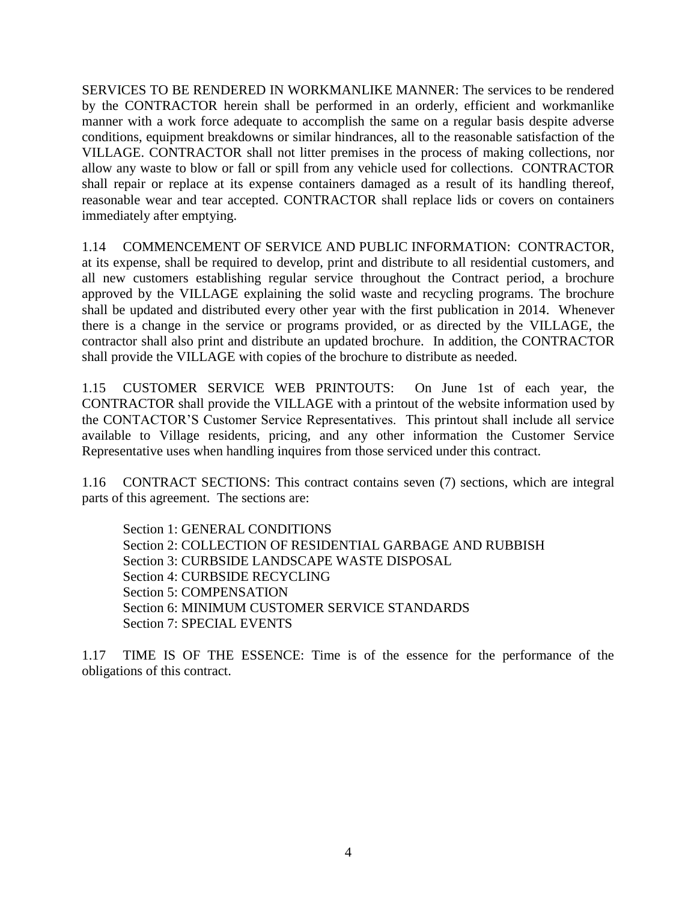SERVICES TO BE RENDERED IN WORKMANLIKE MANNER: The services to be rendered by the CONTRACTOR herein shall be performed in an orderly, efficient and workmanlike manner with a work force adequate to accomplish the same on a regular basis despite adverse conditions, equipment breakdowns or similar hindrances, all to the reasonable satisfaction of the VILLAGE. CONTRACTOR shall not litter premises in the process of making collections, nor allow any waste to blow or fall or spill from any vehicle used for collections. CONTRACTOR shall repair or replace at its expense containers damaged as a result of its handling thereof, reasonable wear and tear accepted. CONTRACTOR shall replace lids or covers on containers immediately after emptying.

1.14 COMMENCEMENT OF SERVICE AND PUBLIC INFORMATION: CONTRACTOR, at its expense, shall be required to develop, print and distribute to all residential customers, and all new customers establishing regular service throughout the Contract period, a brochure approved by the VILLAGE explaining the solid waste and recycling programs. The brochure shall be updated and distributed every other year with the first publication in 2014. Whenever there is a change in the service or programs provided, or as directed by the VILLAGE, the contractor shall also print and distribute an updated brochure. In addition, the CONTRACTOR shall provide the VILLAGE with copies of the brochure to distribute as needed.

1.15 CUSTOMER SERVICE WEB PRINTOUTS: On June 1st of each year, the CONTRACTOR shall provide the VILLAGE with a printout of the website information used by the CONTACTOR'S Customer Service Representatives. This printout shall include all service available to Village residents, pricing, and any other information the Customer Service Representative uses when handling inquires from those serviced under this contract.

1.16 CONTRACT SECTIONS: This contract contains seven (7) sections, which are integral parts of this agreement. The sections are:

Section 1: GENERAL CONDITIONS
Section 2: COLLECTION OF RESIDENTIAL GARBAGE AND RUBBISH
Section 3: CURBSIDE LANDSCAPE WASTE DISPOSAL
Section 4: CURBSIDE RECYCLING
Section 5: COMPENSATION
Section 6: MINIMUM CUSTOMER SERVICE STANDARDS
Section 7: SPECIAL EVENTS

1.17 TIME IS OF THE ESSENCE: Time is of the essence for the performance of the obligations of this contract.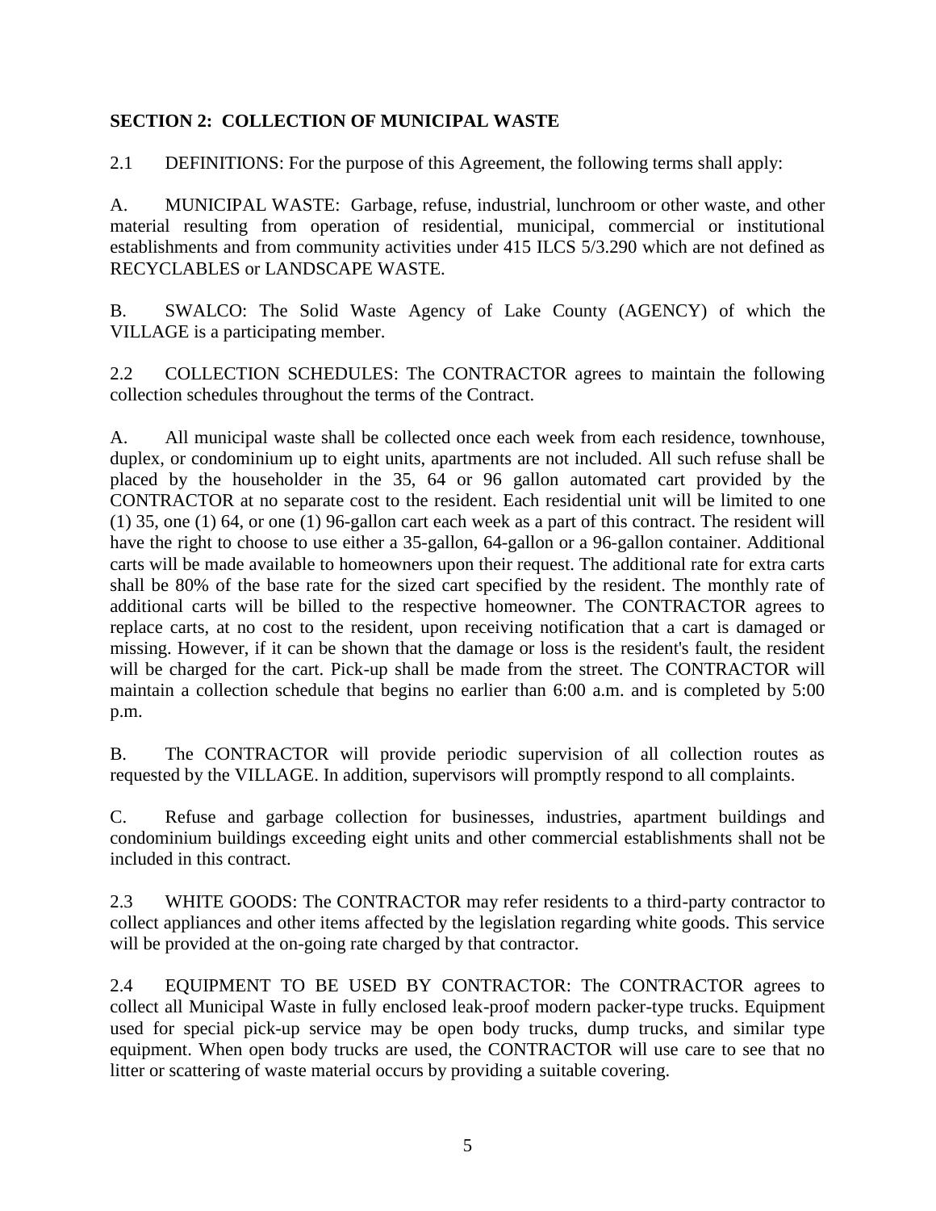## SECTION 2: COLLECTION OF MUNICIPAL WASTE

2.1 DEFINITIONS: For the purpose of this Agreement, the following terms shall apply:

A. MUNICIPAL WASTE: Garbage, refuse, industrial, lunchroom or other waste, and other material resulting from operation of residential, municipal, commercial or institutional establishments and from community activities under 415 ILCS 5/3.290 which are not defined as RECYCLABLES or LANDSCAPE WASTE.

B. SWALCO: The Solid Waste Agency of Lake County (AGENCY) of which the VILLAGE is a participating member.

2.2 COLLECTION SCHEDULES: The CONTRACTOR agrees to maintain the following collection schedules throughout the terms of the Contract.

A. All municipal waste shall be collected once each week from each residence, townhouse, duplex, or condominium up to eight units, apartments are not included. All such refuse shall be placed by the householder in the 35, 64 or 96 gallon automated cart provided by the CONTRACTOR at no separate cost to the resident. Each residential unit will be limited to one (1) 35, one (1) 64, or one (1) 96-gallon cart each week as a part of this contract. The resident will have the right to choose to use either a 35-gallon, 64-gallon or a 96-gallon container. Additional carts will be made available to homeowners upon their request. The additional rate for extra carts shall be 80% of the base rate for the sized cart specified by the resident. The monthly rate of additional carts will be billed to the respective homeowner. The CONTRACTOR agrees to replace carts, at no cost to the resident, upon receiving notification that a cart is damaged or missing. However, if it can be shown that the damage or loss is the resident's fault, the resident will be charged for the cart. Pick-up shall be made from the street. The CONTRACTOR will maintain a collection schedule that begins no earlier than 6:00 a.m. and is completed by 5:00 p.m.

B. The CONTRACTOR will provide periodic supervision of all collection routes as requested by the VILLAGE. In addition, supervisors will promptly respond to all complaints.

C. Refuse and garbage collection for businesses, industries, apartment buildings and condominium buildings exceeding eight units and other commercial establishments shall not be included in this contract.

2.3 WHITE GOODS: The CONTRACTOR may refer residents to a third-party contractor to collect appliances and other items affected by the legislation regarding white goods. This service will be provided at the on-going rate charged by that contractor.

2.4 EQUIPMENT TO BE USED BY CONTRACTOR: The CONTRACTOR agrees to collect all Municipal Waste in fully enclosed leak-proof modern packer-type trucks. Equipment used for special pick-up service may be open body trucks, dump trucks, and similar type equipment. When open body trucks are used, the CONTRACTOR will use care to see that no litter or scattering of waste material occurs by providing a suitable covering.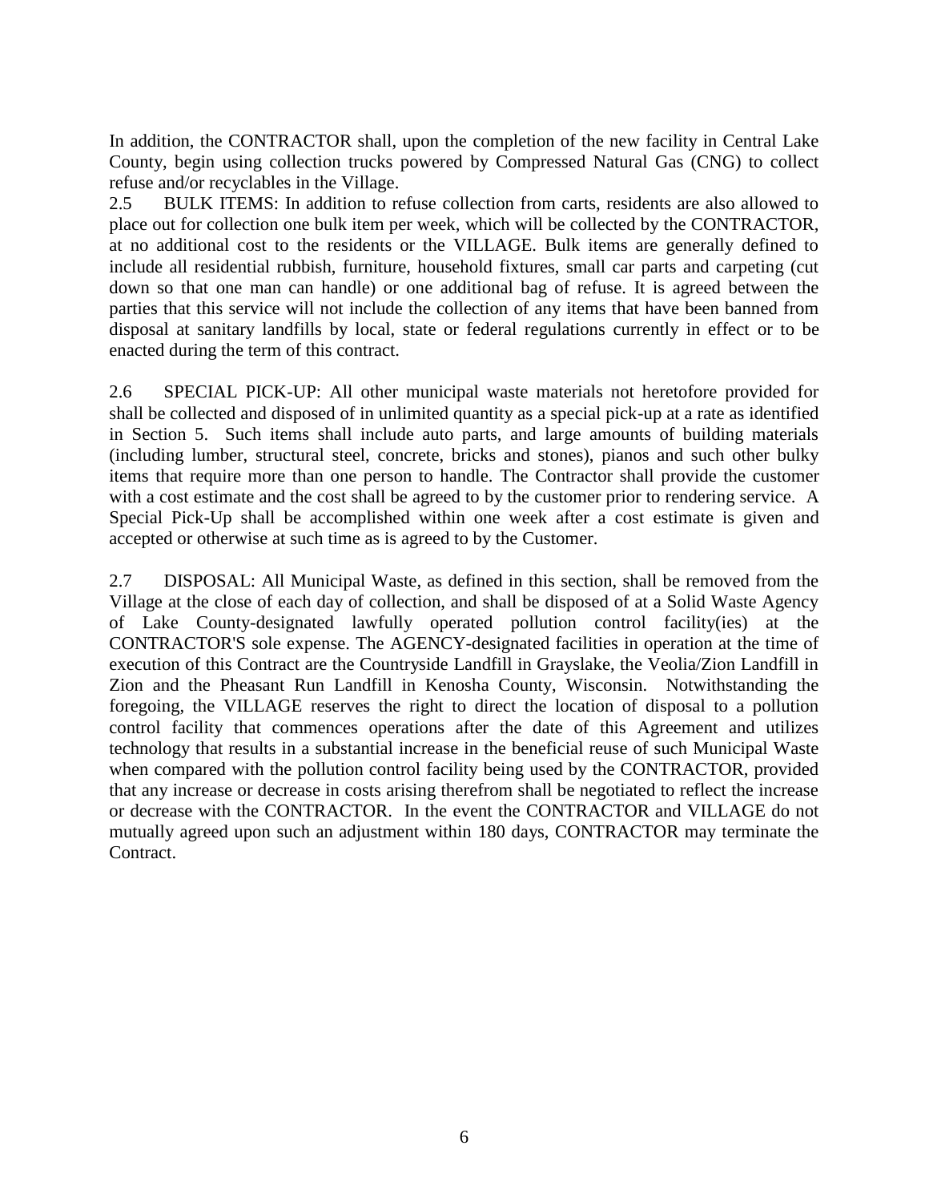In addition, the CONTRACTOR shall, upon the completion of the new facility in Central Lake County, begin using collection trucks powered by Compressed Natural Gas (CNG) to collect refuse and/or recyclables in the Village.

2.5 BULK ITEMS: In addition to refuse collection from carts, residents are also allowed to place out for collection one bulk item per week, which will be collected by the CONTRACTOR, at no additional cost to the residents or the VILLAGE. Bulk items are generally defined to include all residential rubbish, furniture, household fixtures, small car parts and carpeting (cut down so that one man can handle) or one additional bag of refuse. It is agreed between the parties that this service will not include the collection of any items that have been banned from disposal at sanitary landfills by local, state or federal regulations currently in effect or to be enacted during the term of this contract.

2.6 SPECIAL PICK-UP: All other municipal waste materials not heretofore provided for shall be collected and disposed of in unlimited quantity as a special pick-up at a rate as identified in Section 5. Such items shall include auto parts, and large amounts of building materials (including lumber, structural steel, concrete, bricks and stones), pianos and such other bulky items that require more than one person to handle. The Contractor shall provide the customer with a cost estimate and the cost shall be agreed to by the customer prior to rendering service. A Special Pick-Up shall be accomplished within one week after a cost estimate is given and accepted or otherwise at such time as is agreed to by the Customer.

2.7 DISPOSAL: All Municipal Waste, as defined in this section, shall be removed from the Village at the close of each day of collection, and shall be disposed of at a Solid Waste Agency of Lake County-designated lawfully operated pollution control facility(ies) at the CONTRACTOR'S sole expense. The AGENCY-designated facilities in operation at the time of execution of this Contract are the Countryside Landfill in Grayslake, the Veolia/Zion Landfill in Zion and the Pheasant Run Landfill in Kenosha County, Wisconsin. Notwithstanding the foregoing, the VILLAGE reserves the right to direct the location of disposal to a pollution control facility that commences operations after the date of this Agreement and utilizes technology that results in a substantial increase in the beneficial reuse of such Municipal Waste when compared with the pollution control facility being used by the CONTRACTOR, provided that any increase or decrease in costs arising therefrom shall be negotiated to reflect the increase or decrease with the CONTRACTOR. In the event the CONTRACTOR and VILLAGE do not mutually agreed upon such an adjustment within 180 days, CONTRACTOR may terminate the Contract.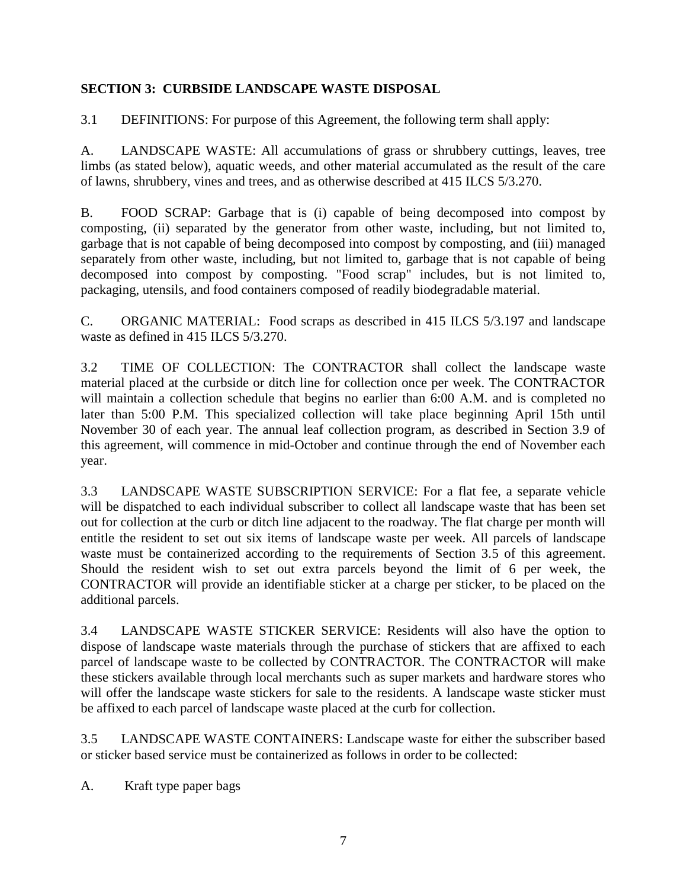**SECTION 3: CURBSIDE LANDSCAPE WASTE DISPOSAL**

3.1 DEFINITIONS: For purpose of this Agreement, the following term shall apply:

A. LANDSCAPE WASTE: All accumulations of grass or shrubbery cuttings, leaves, tree limbs (as stated below), aquatic weeds, and other material accumulated as the result of the care of lawns, shrubbery, vines and trees, and as otherwise described at 415 ILCS 5/3.270.

B. FOOD SCRAP: Garbage that is (i) capable of being decomposed into compost by composting, (ii) separated by the generator from other waste, including, but not limited to, garbage that is not capable of being decomposed into compost by composting, and (iii) managed separately from other waste, including, but not limited to, garbage that is not capable of being decomposed into compost by composting. "Food scrap" includes, but is not limited to, packaging, utensils, and food containers composed of readily biodegradable material.

C. ORGANIC MATERIAL: Food scraps as described in 415 ILCS 5/3.197 and landscape waste as defined in 415 ILCS 5/3.270.

3.2 TIME OF COLLECTION: The CONTRACTOR shall collect the landscape waste material placed at the curbside or ditch line for collection once per week. The CONTRACTOR will maintain a collection schedule that begins no earlier than 6:00 A.M. and is completed no later than 5:00 P.M. This specialized collection will take place beginning April 15th until November 30 of each year. The annual leaf collection program, as described in Section 3.9 of this agreement, will commence in mid-October and continue through the end of November each year.

3.3 LANDSCAPE WASTE SUBSCRIPTION SERVICE: For a flat fee, a separate vehicle will be dispatched to each individual subscriber to collect all landscape waste that has been set out for collection at the curb or ditch line adjacent to the roadway. The flat charge per month will entitle the resident to set out six items of landscape waste per week. All parcels of landscape waste must be containerized according to the requirements of Section 3.5 of this agreement. Should the resident wish to set out extra parcels beyond the limit of 6 per week, the CONTRACTOR will provide an identifiable sticker at a charge per sticker, to be placed on the additional parcels.

3.4 LANDSCAPE WASTE STICKER SERVICE: Residents will also have the option to dispose of landscape waste materials through the purchase of stickers that are affixed to each parcel of landscape waste to be collected by CONTRACTOR. The CONTRACTOR will make these stickers available through local merchants such as super markets and hardware stores who will offer the landscape waste stickers for sale to the residents. A landscape waste sticker must be affixed to each parcel of landscape waste placed at the curb for collection.

3.5 LANDSCAPE WASTE CONTAINERS: Landscape waste for either the subscriber based or sticker based service must be containerized as follows in order to be collected:

A. Kraft type paper bags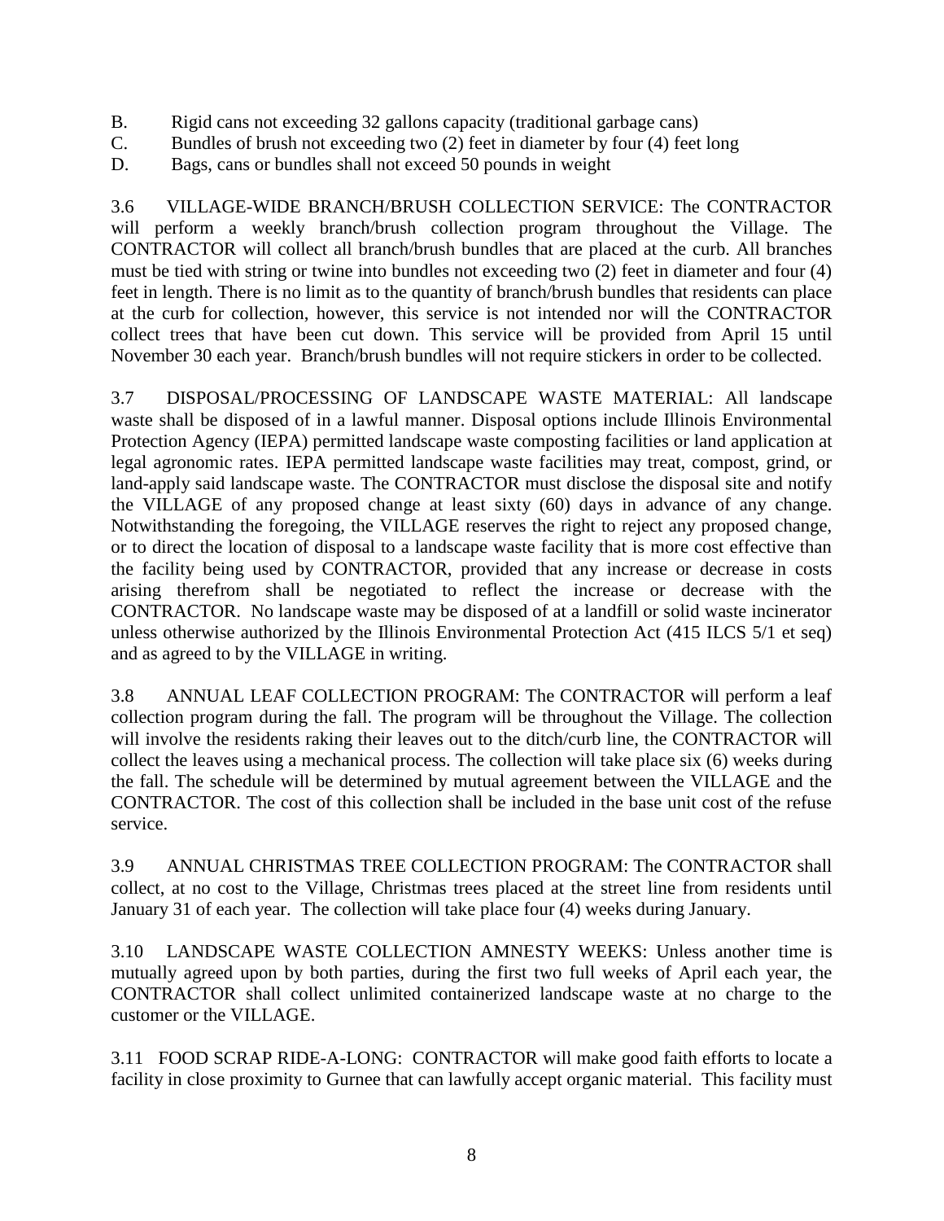B. Rigid cans not exceeding 32 gallons capacity (traditional garbage cans)
C. Bundles of brush not exceeding two (2) feet in diameter by four (4) feet long
D. Bags, cans or bundles shall not exceed 50 pounds in weight

3.6 VILLAGE-WIDE BRANCH/BRUSH COLLECTION SERVICE: The CONTRACTOR will perform a weekly branch/brush collection program throughout the Village. The CONTRACTOR will collect all branch/brush bundles that are placed at the curb. All branches must be tied with string or twine into bundles not exceeding two (2) feet in diameter and four (4) feet in length. There is no limit as to the quantity of branch/brush bundles that residents can place at the curb for collection, however, this service is not intended nor will the CONTRACTOR collect trees that have been cut down. This service will be provided from April 15 until November 30 each year. Branch/brush bundles will not require stickers in order to be collected.

3.7 DISPOSAL/PROCESSING OF LANDSCAPE WASTE MATERIAL: All landscape waste shall be disposed of in a lawful manner. Disposal options include Illinois Environmental Protection Agency (IEPA) permitted landscape waste composting facilities or land application at legal agronomic rates. IEPA permitted landscape waste facilities may treat, compost, grind, or land-apply said landscape waste. The CONTRACTOR must disclose the disposal site and notify the VILLAGE of any proposed change at least sixty (60) days in advance of any change. Notwithstanding the foregoing, the VILLAGE reserves the right to reject any proposed change, or to direct the location of disposal to a landscape waste facility that is more cost effective than the facility being used by CONTRACTOR, provided that any increase or decrease in costs arising therefrom shall be negotiated to reflect the increase or decrease with the CONTRACTOR. No landscape waste may be disposed of at a landfill or solid waste incinerator unless otherwise authorized by the Illinois Environmental Protection Act (415 ILCS 5/1 et seq) and as agreed to by the VILLAGE in writing.

3.8 ANNUAL LEAF COLLECTION PROGRAM: The CONTRACTOR will perform a leaf collection program during the fall. The program will be throughout the Village. The collection will involve the residents raking their leaves out to the ditch/curb line, the CONTRACTOR will collect the leaves using a mechanical process. The collection will take place six (6) weeks during the fall. The schedule will be determined by mutual agreement between the VILLAGE and the CONTRACTOR. The cost of this collection shall be included in the base unit cost of the refuse service.

3.9 ANNUAL CHRISTMAS TREE COLLECTION PROGRAM: The CONTRACTOR shall collect, at no cost to the Village, Christmas trees placed at the street line from residents until January 31 of each year. The collection will take place four (4) weeks during January.

3.10 LANDSCAPE WASTE COLLECTION AMNESTY WEEKS: Unless another time is mutually agreed upon by both parties, during the first two full weeks of April each year, the CONTRACTOR shall collect unlimited containerized landscape waste at no charge to the customer or the VILLAGE.

3.11 FOOD SCRAP RIDE-A-LONG: CONTRACTOR will make good faith efforts to locate a facility in close proximity to Gurnee that can lawfully accept organic material. This facility must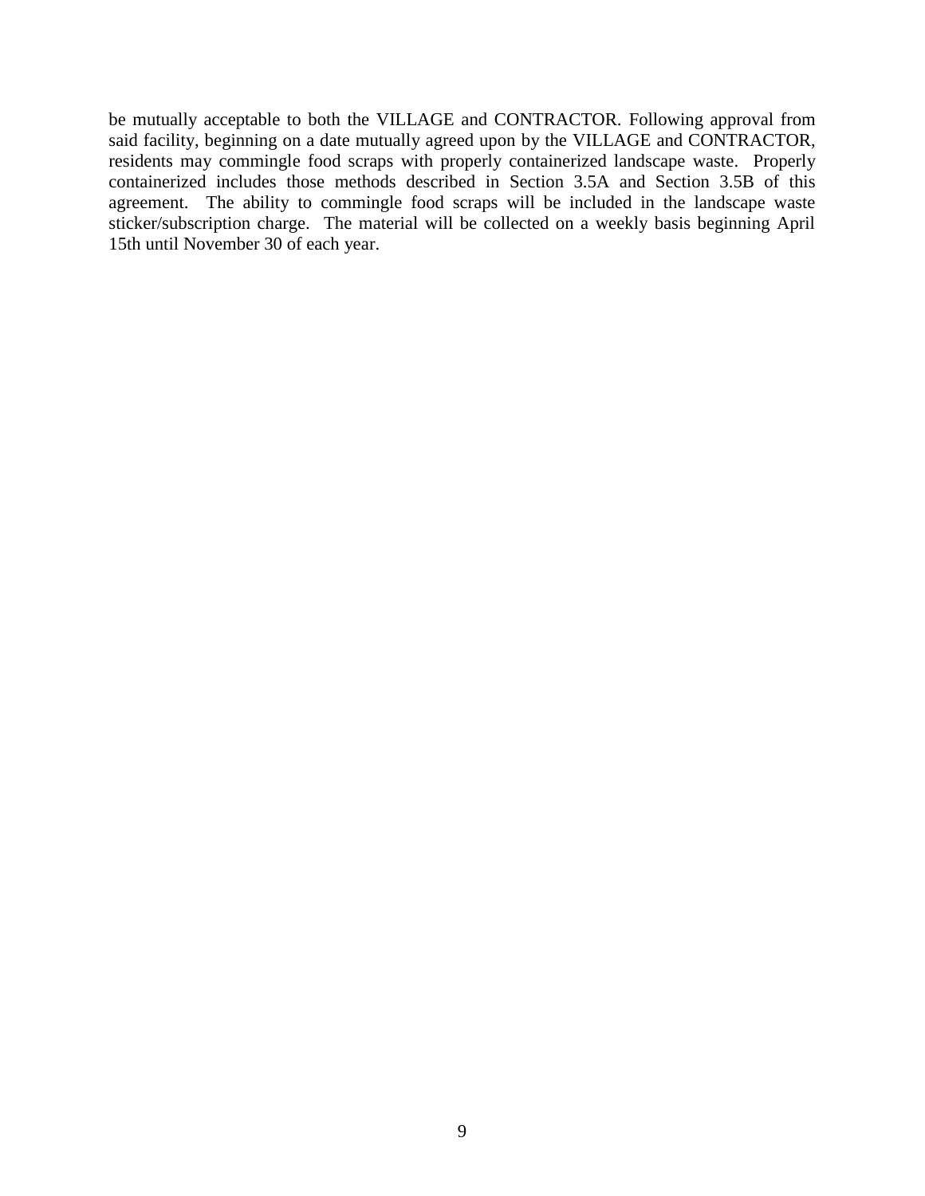be mutually acceptable to both the VILLAGE and CONTRACTOR. Following approval from said facility, beginning on a date mutually agreed upon by the VILLAGE and CONTRACTOR, residents may commingle food scraps with properly containerized landscape waste. Properly containerized includes those methods described in Section 3.5A and Section 3.5B of this agreement. The ability to commingle food scraps will be included in the landscape waste sticker/subscription charge. The material will be collected on a weekly basis beginning April 15th until November 30 of each year.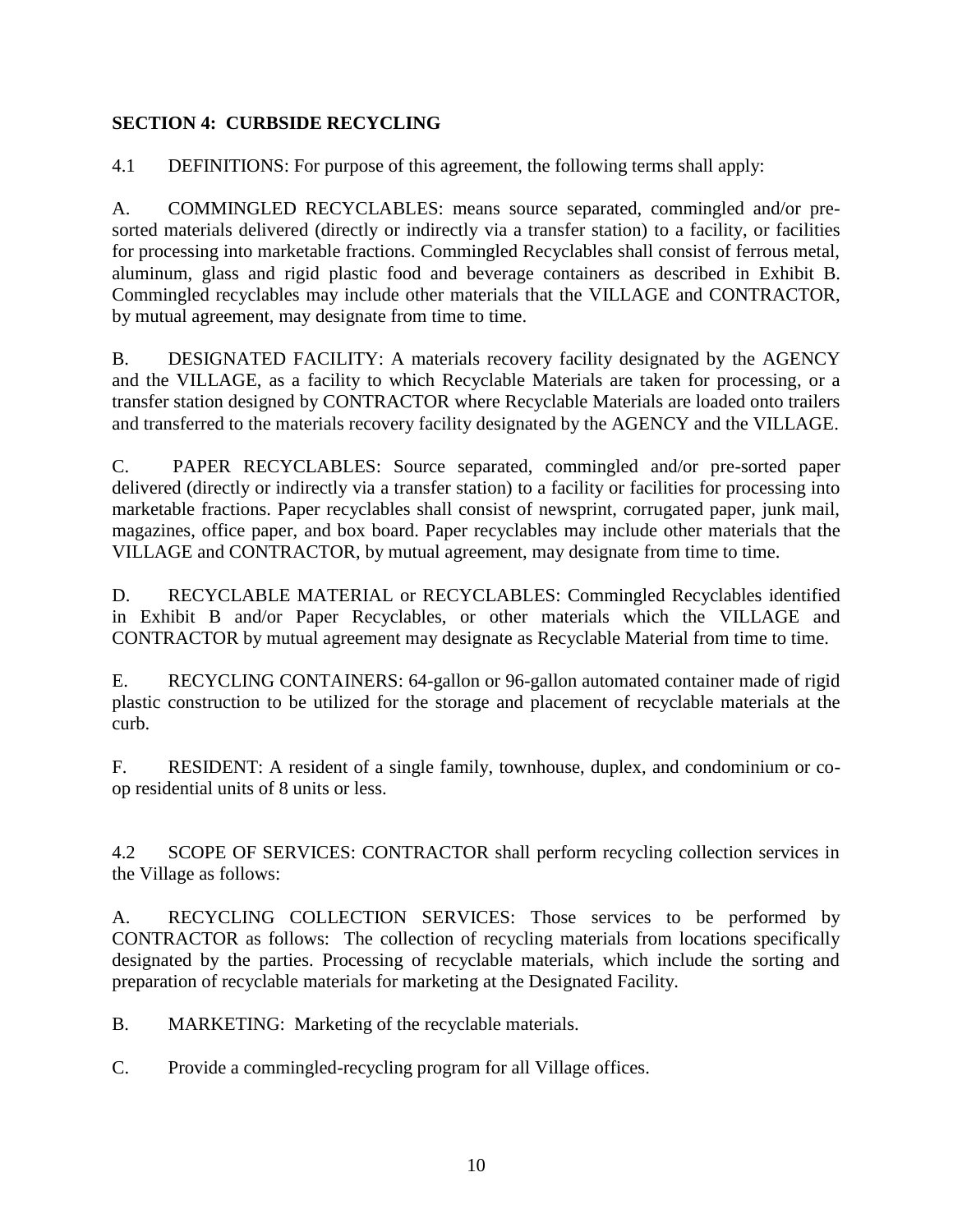**SECTION 4: CURBSIDE RECYCLING**

4.1 DEFINITIONS: For purpose of this agreement, the following terms shall apply:

A. COMMINGLED RECYCLABLES: means source separated, commingled and/or pre-sorted materials delivered (directly or indirectly via a transfer station) to a facility, or facilities for processing into marketable fractions. Commingled Recyclables shall consist of ferrous metal, aluminum, glass and rigid plastic food and beverage containers as described in Exhibit B. Commingled recyclables may include other materials that the VILLAGE and CONTRACTOR, by mutual agreement, may designate from time to time.

B. DESIGNATED FACILITY: A materials recovery facility designated by the AGENCY and the VILLAGE, as a facility to which Recyclable Materials are taken for processing, or a transfer station designed by CONTRACTOR where Recyclable Materials are loaded onto trailers and transferred to the materials recovery facility designated by the AGENCY and the VILLAGE.

C. PAPER RECYCLABLES: Source separated, commingled and/or pre-sorted paper delivered (directly or indirectly via a transfer station) to a facility or facilities for processing into marketable fractions. Paper recyclables shall consist of newsprint, corrugated paper, junk mail, magazines, office paper, and box board. Paper recyclables may include other materials that the VILLAGE and CONTRACTOR, by mutual agreement, may designate from time to time.

D. RECYCLABLE MATERIAL or RECYCLABLES: Commingled Recyclables identified in Exhibit B and/or Paper Recyclables, or other materials which the VILLAGE and CONTRACTOR by mutual agreement may designate as Recyclable Material from time to time.

E. RECYCLING CONTAINERS: 64-gallon or 96-gallon automated container made of rigid plastic construction to be utilized for the storage and placement of recyclable materials at the curb.

F. RESIDENT: A resident of a single family, townhouse, duplex, and condominium or co-op residential units of 8 units or less.

4.2 SCOPE OF SERVICES: CONTRACTOR shall perform recycling collection services in the Village as follows:

A. RECYCLING COLLECTION SERVICES: Those services to be performed by CONTRACTOR as follows: The collection of recycling materials from locations specifically designated by the parties. Processing of recyclable materials, which include the sorting and preparation of recyclable materials for marketing at the Designated Facility.

B. MARKETING: Marketing of the recyclable materials.

C. Provide a commingled-recycling program for all Village offices.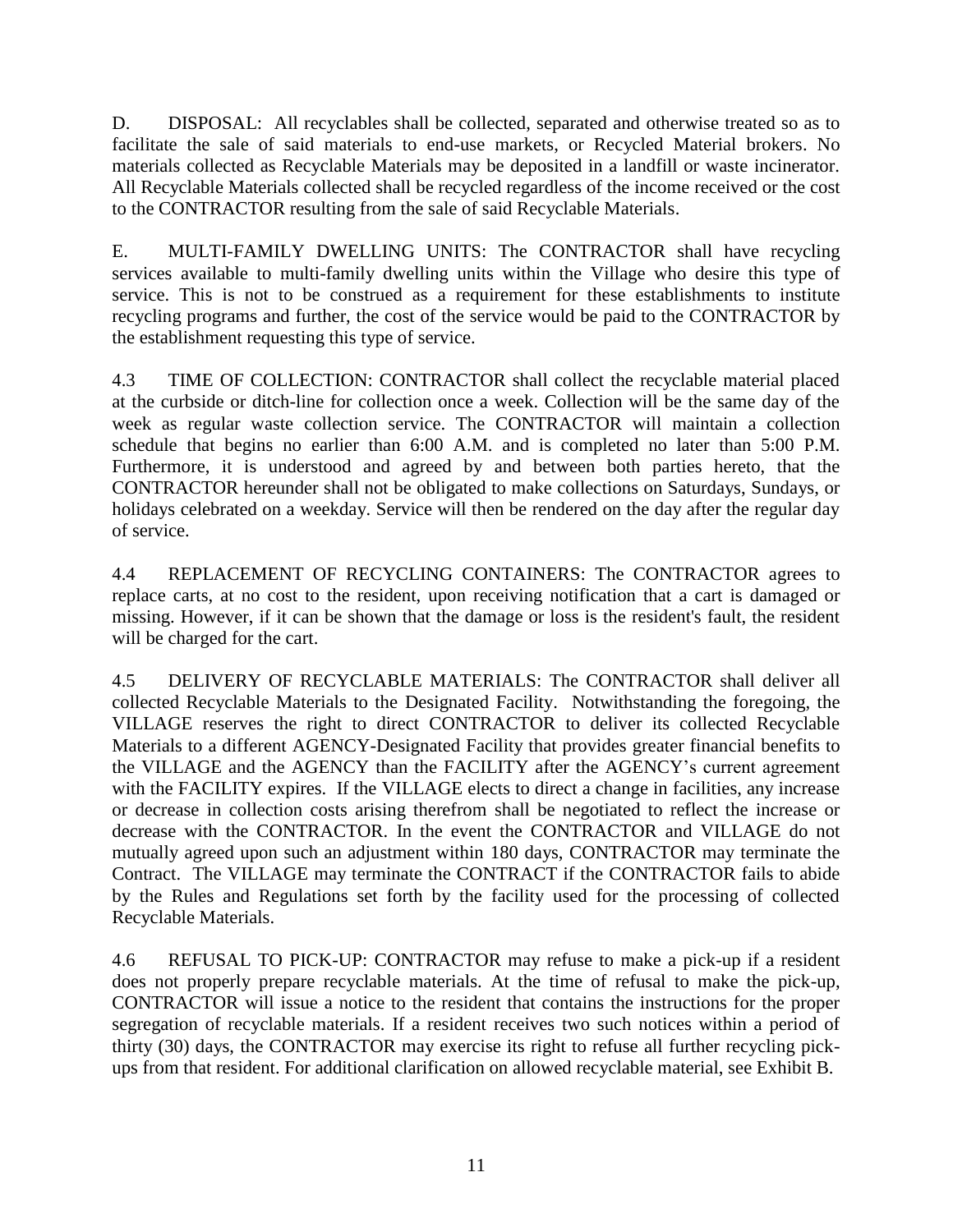D. DISPOSAL: All recyclables shall be collected, separated and otherwise treated so as to facilitate the sale of said materials to end-use markets, or Recycled Material brokers. No materials collected as Recyclable Materials may be deposited in a landfill or waste incinerator. All Recyclable Materials collected shall be recycled regardless of the income received or the cost to the CONTRACTOR resulting from the sale of said Recyclable Materials.

E. MULTI-FAMILY DWELLING UNITS: The CONTRACTOR shall have recycling services available to multi-family dwelling units within the Village who desire this type of service. This is not to be construed as a requirement for these establishments to institute recycling programs and further, the cost of the service would be paid to the CONTRACTOR by the establishment requesting this type of service.

4.3 TIME OF COLLECTION: CONTRACTOR shall collect the recyclable material placed at the curbside or ditch-line for collection once a week. Collection will be the same day of the week as regular waste collection service. The CONTRACTOR will maintain a collection schedule that begins no earlier than 6:00 A.M. and is completed no later than 5:00 P.M. Furthermore, it is understood and agreed by and between both parties hereto, that the CONTRACTOR hereunder shall not be obligated to make collections on Saturdays, Sundays, or holidays celebrated on a weekday. Service will then be rendered on the day after the regular day of service.

4.4 REPLACEMENT OF RECYCLING CONTAINERS: The CONTRACTOR agrees to replace carts, at no cost to the resident, upon receiving notification that a cart is damaged or missing. However, if it can be shown that the damage or loss is the resident's fault, the resident will be charged for the cart.

4.5 DELIVERY OF RECYCLABLE MATERIALS: The CONTRACTOR shall deliver all collected Recyclable Materials to the Designated Facility. Notwithstanding the foregoing, the VILLAGE reserves the right to direct CONTRACTOR to deliver its collected Recyclable Materials to a different AGENCY-Designated Facility that provides greater financial benefits to the VILLAGE and the AGENCY than the FACILITY after the AGENCY's current agreement with the FACILITY expires. If the VILLAGE elects to direct a change in facilities, any increase or decrease in collection costs arising therefrom shall be negotiated to reflect the increase or decrease with the CONTRACTOR. In the event the CONTRACTOR and VILLAGE do not mutually agreed upon such an adjustment within 180 days, CONTRACTOR may terminate the Contract. The VILLAGE may terminate the CONTRACT if the CONTRACTOR fails to abide by the Rules and Regulations set forth by the facility used for the processing of collected Recyclable Materials.

4.6 REFUSAL TO PICK-UP: CONTRACTOR may refuse to make a pick-up if a resident does not properly prepare recyclable materials. At the time of refusal to make the pick-up, CONTRACTOR will issue a notice to the resident that contains the instructions for the proper segregation of recyclable materials. If a resident receives two such notices within a period of thirty (30) days, the CONTRACTOR may exercise its right to refuse all further recycling pick-ups from that resident. For additional clarification on allowed recyclable material, see Exhibit B.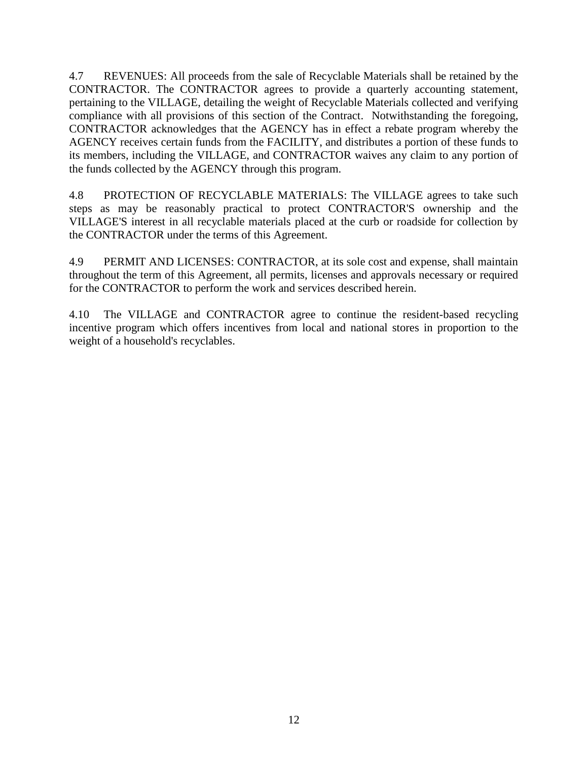4.7 REVENUES: All proceeds from the sale of Recyclable Materials shall be retained by the CONTRACTOR. The CONTRACTOR agrees to provide a quarterly accounting statement, pertaining to the VILLAGE, detailing the weight of Recyclable Materials collected and verifying compliance with all provisions of this section of the Contract. Notwithstanding the foregoing, CONTRACTOR acknowledges that the AGENCY has in effect a rebate program whereby the AGENCY receives certain funds from the FACILITY, and distributes a portion of these funds to its members, including the VILLAGE, and CONTRACTOR waives any claim to any portion of the funds collected by the AGENCY through this program.

4.8 PROTECTION OF RECYCLABLE MATERIALS: The VILLAGE agrees to take such steps as may be reasonably practical to protect CONTRACTOR'S ownership and the VILLAGE'S interest in all recyclable materials placed at the curb or roadside for collection by the CONTRACTOR under the terms of this Agreement.

4.9 PERMIT AND LICENSES: CONTRACTOR, at its sole cost and expense, shall maintain throughout the term of this Agreement, all permits, licenses and approvals necessary or required for the CONTRACTOR to perform the work and services described herein.

4.10 The VILLAGE and CONTRACTOR agree to continue the resident-based recycling incentive program which offers incentives from local and national stores in proportion to the weight of a household's recyclables.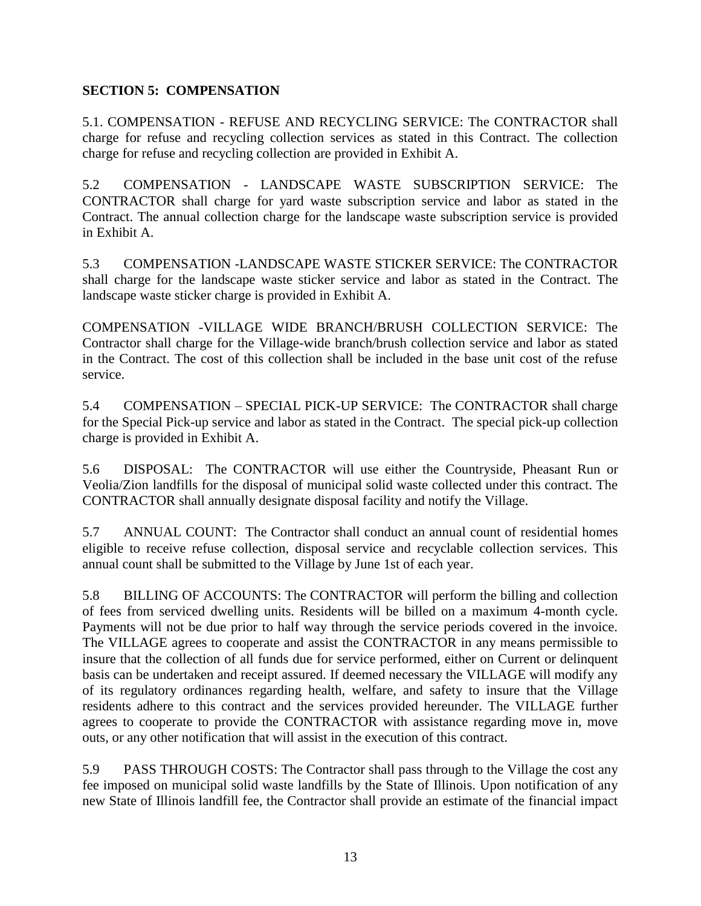**SECTION 5: COMPENSATION**

5.1. COMPENSATION - REFUSE AND RECYCLING SERVICE: The CONTRACTOR shall charge for refuse and recycling collection services as stated in this Contract. The collection charge for refuse and recycling collection are provided in Exhibit A.

5.2 COMPENSATION - LANDSCAPE WASTE SUBSCRIPTION SERVICE: The CONTRACTOR shall charge for yard waste subscription service and labor as stated in the Contract. The annual collection charge for the landscape waste subscription service is provided in Exhibit A.

5.3 COMPENSATION -LANDSCAPE WASTE STICKER SERVICE: The CONTRACTOR shall charge for the landscape waste sticker service and labor as stated in the Contract. The landscape waste sticker charge is provided in Exhibit A.

COMPENSATION -VILLAGE WIDE BRANCH/BRUSH COLLECTION SERVICE: The Contractor shall charge for the Village-wide branch/brush collection service and labor as stated in the Contract. The cost of this collection shall be included in the base unit cost of the refuse service.

5.4 COMPENSATION – SPECIAL PICK-UP SERVICE: The CONTRACTOR shall charge for the Special Pick-up service and labor as stated in the Contract. The special pick-up collection charge is provided in Exhibit A.

5.6 DISPOSAL: The CONTRACTOR will use either the Countryside, Pheasant Run or Veolia/Zion landfills for the disposal of municipal solid waste collected under this contract. The CONTRACTOR shall annually designate disposal facility and notify the Village.

5.7 ANNUAL COUNT: The Contractor shall conduct an annual count of residential homes eligible to receive refuse collection, disposal service and recyclable collection services. This annual count shall be submitted to the Village by June 1st of each year.

5.8 BILLING OF ACCOUNTS: The CONTRACTOR will perform the billing and collection of fees from serviced dwelling units. Residents will be billed on a maximum 4-month cycle. Payments will not be due prior to half way through the service periods covered in the invoice. The VILLAGE agrees to cooperate and assist the CONTRACTOR in any means permissible to insure that the collection of all funds due for service performed, either on Current or delinquent basis can be undertaken and receipt assured. If deemed necessary the VILLAGE will modify any of its regulatory ordinances regarding health, welfare, and safety to insure that the Village residents adhere to this contract and the services provided hereunder. The VILLAGE further agrees to cooperate to provide the CONTRACTOR with assistance regarding move in, move outs, or any other notification that will assist in the execution of this contract.

5.9 PASS THROUGH COSTS: The Contractor shall pass through to the Village the cost any fee imposed on municipal solid waste landfills by the State of Illinois. Upon notification of any new State of Illinois landfill fee, the Contractor shall provide an estimate of the financial impact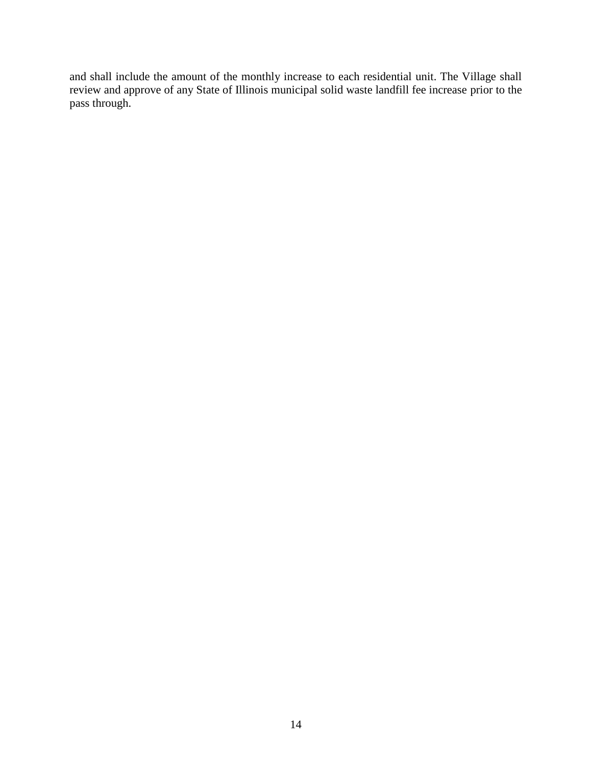and shall include the amount of the monthly increase to each residential unit. The Village shall review and approve of any State of Illinois municipal solid waste landfill fee increase prior to the pass through.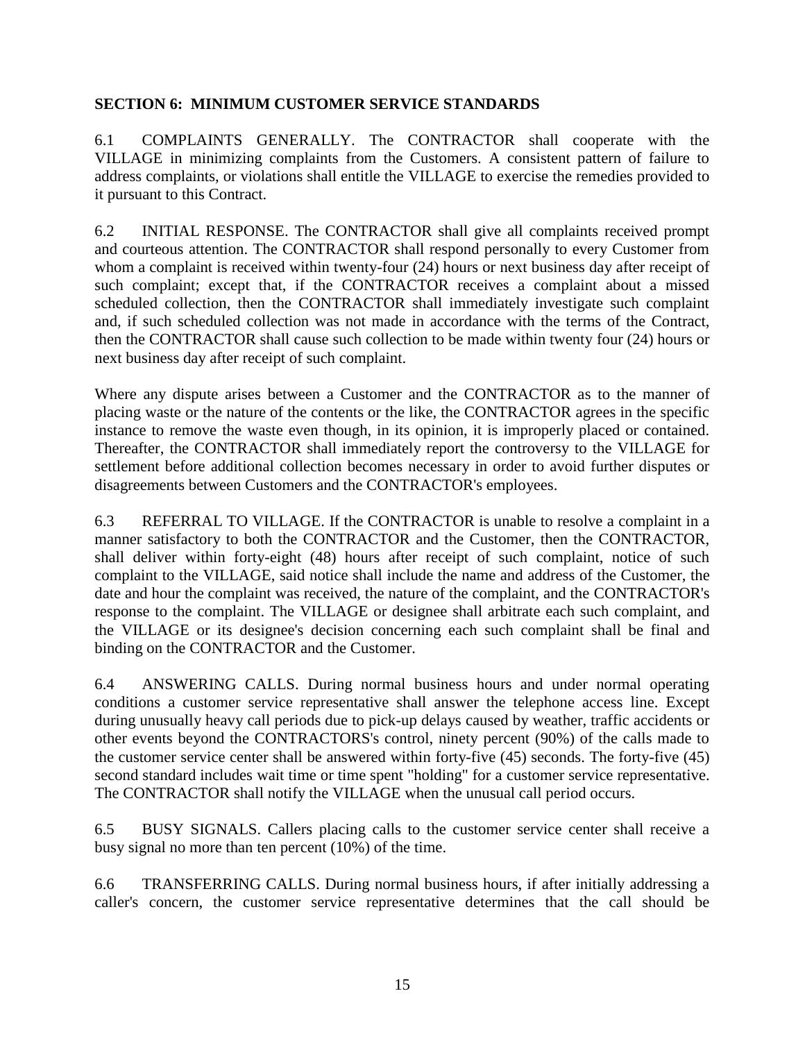**SECTION 6: MINIMUM CUSTOMER SERVICE STANDARDS**

6.1 COMPLAINTS GENERALLY. The CONTRACTOR shall cooperate with the VILLAGE in minimizing complaints from the Customers. A consistent pattern of failure to address complaints, or violations shall entitle the VILLAGE to exercise the remedies provided to it pursuant to this Contract.

6.2 INITIAL RESPONSE. The CONTRACTOR shall give all complaints received prompt and courteous attention. The CONTRACTOR shall respond personally to every Customer from whom a complaint is received within twenty-four (24) hours or next business day after receipt of such complaint; except that, if the CONTRACTOR receives a complaint about a missed scheduled collection, then the CONTRACTOR shall immediately investigate such complaint and, if such scheduled collection was not made in accordance with the terms of the Contract, then the CONTRACTOR shall cause such collection to be made within twenty four (24) hours or next business day after receipt of such complaint.

Where any dispute arises between a Customer and the CONTRACTOR as to the manner of placing waste or the nature of the contents or the like, the CONTRACTOR agrees in the specific instance to remove the waste even though, in its opinion, it is improperly placed or contained. Thereafter, the CONTRACTOR shall immediately report the controversy to the VILLAGE for settlement before additional collection becomes necessary in order to avoid further disputes or disagreements between Customers and the CONTRACTOR's employees.

6.3 REFERRAL TO VILLAGE. If the CONTRACTOR is unable to resolve a complaint in a manner satisfactory to both the CONTRACTOR and the Customer, then the CONTRACTOR, shall deliver within forty-eight (48) hours after receipt of such complaint, notice of such complaint to the VILLAGE, said notice shall include the name and address of the Customer, the date and hour the complaint was received, the nature of the complaint, and the CONTRACTOR's response to the complaint. The VILLAGE or designee shall arbitrate each such complaint, and the VILLAGE or its designee's decision concerning each such complaint shall be final and binding on the CONTRACTOR and the Customer.

6.4 ANSWERING CALLS. During normal business hours and under normal operating conditions a customer service representative shall answer the telephone access line. Except during unusually heavy call periods due to pick-up delays caused by weather, traffic accidents or other events beyond the CONTRACTORS's control, ninety percent (90%) of the calls made to the customer service center shall be answered within forty-five (45) seconds. The forty-five (45) second standard includes wait time or time spent "holding" for a customer service representative. The CONTRACTOR shall notify the VILLAGE when the unusual call period occurs.

6.5 BUSY SIGNALS. Callers placing calls to the customer service center shall receive a busy signal no more than ten percent (10%) of the time.

6.6 TRANSFERRING CALLS. During normal business hours, if after initially addressing a caller's concern, the customer service representative determines that the call should be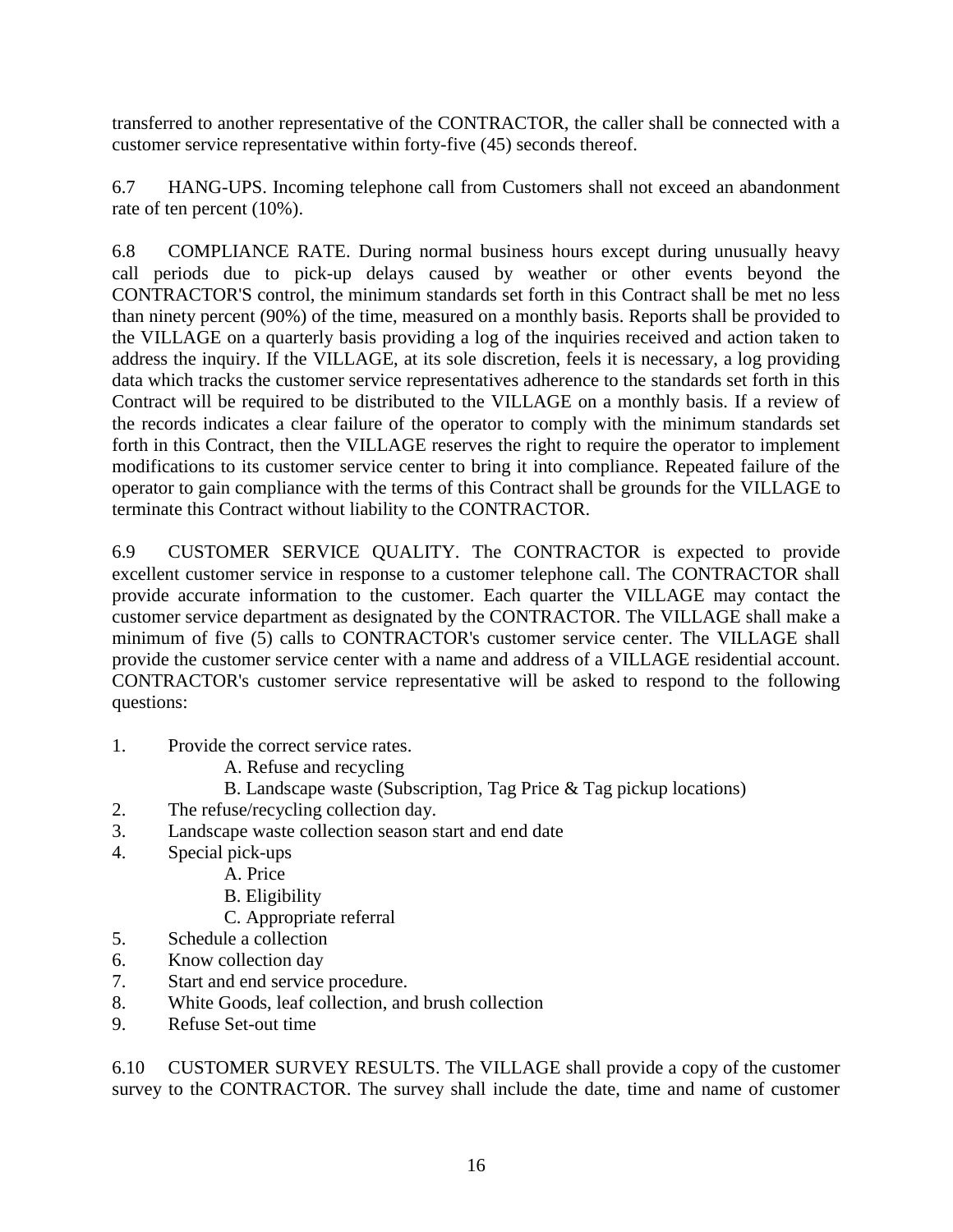transferred to another representative of the CONTRACTOR, the caller shall be connected with a customer service representative within forty-five (45) seconds thereof.

6.7 HANG-UPS. Incoming telephone call from Customers shall not exceed an abandonment rate of ten percent (10%).

6.8 COMPLIANCE RATE. During normal business hours except during unusually heavy call periods due to pick-up delays caused by weather or other events beyond the CONTRACTOR'S control, the minimum standards set forth in this Contract shall be met no less than ninety percent (90%) of the time, measured on a monthly basis. Reports shall be provided to the VILLAGE on a quarterly basis providing a log of the inquiries received and action taken to address the inquiry. If the VILLAGE, at its sole discretion, feels it is necessary, a log providing data which tracks the customer service representatives adherence to the standards set forth in this Contract will be required to be distributed to the VILLAGE on a monthly basis. If a review of the records indicates a clear failure of the operator to comply with the minimum standards set forth in this Contract, then the VILLAGE reserves the right to require the operator to implement modifications to its customer service center to bring it into compliance. Repeated failure of the operator to gain compliance with the terms of this Contract shall be grounds for the VILLAGE to terminate this Contract without liability to the CONTRACTOR.

6.9 CUSTOMER SERVICE QUALITY. The CONTRACTOR is expected to provide excellent customer service in response to a customer telephone call. The CONTRACTOR shall provide accurate information to the customer. Each quarter the VILLAGE may contact the customer service department as designated by the CONTRACTOR. The VILLAGE shall make a minimum of five (5) calls to CONTRACTOR's customer service center. The VILLAGE shall provide the customer service center with a name and address of a VILLAGE residential account. CONTRACTOR's customer service representative will be asked to respond to the following questions:

1. Provide the correct service rates.
   - A. Refuse and recycling
   - B. Landscape waste (Subscription, Tag Price & Tag pickup locations)
2. The refuse/recycling collection day.
3. Landscape waste collection season start and end date
4. Special pick-ups
   - A. Price
   - B. Eligibility
   - C. Appropriate referral
5. Schedule a collection
6. Know collection day
7. Start and end service procedure.
8. White Goods, leaf collection, and brush collection
9. Refuse Set-out time

6.10 CUSTOMER SURVEY RESULTS. The VILLAGE shall provide a copy of the customer survey to the CONTRACTOR. The survey shall include the date, time and name of customer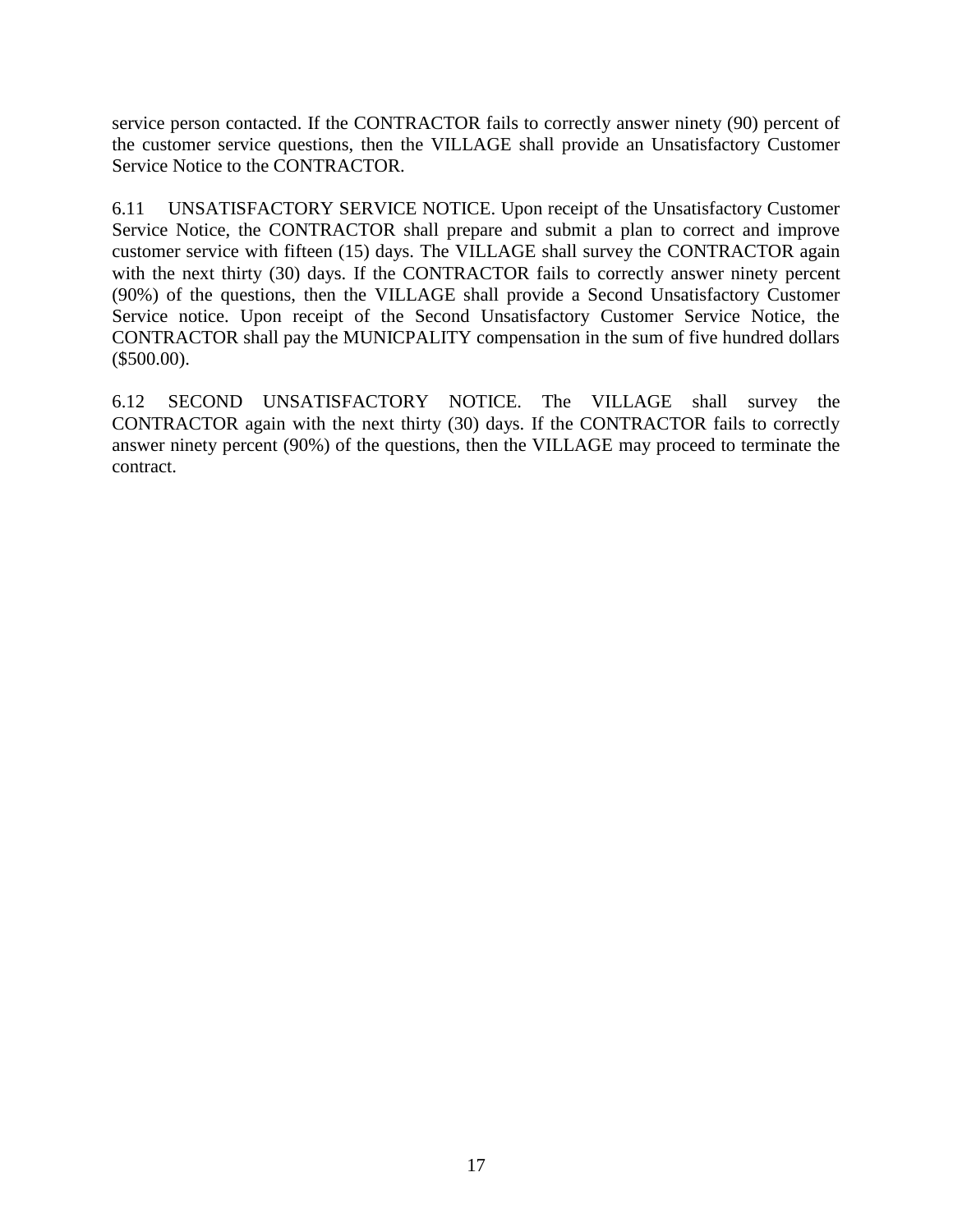service person contacted. If the CONTRACTOR fails to correctly answer ninety (90) percent of the customer service questions, then the VILLAGE shall provide an Unsatisfactory Customer Service Notice to the CONTRACTOR.

6.11 UNSATISFACTORY SERVICE NOTICE. Upon receipt of the Unsatisfactory Customer Service Notice, the CONTRACTOR shall prepare and submit a plan to correct and improve customer service with fifteen (15) days. The VILLAGE shall survey the CONTRACTOR again with the next thirty (30) days. If the CONTRACTOR fails to correctly answer ninety percent (90%) of the questions, then the VILLAGE shall provide a Second Unsatisfactory Customer Service notice. Upon receipt of the Second Unsatisfactory Customer Service Notice, the CONTRACTOR shall pay the MUNICPALITY compensation in the sum of five hundred dollars ($500.00).

6.12 SECOND UNSATISFACTORY NOTICE. The VILLAGE shall survey the CONTRACTOR again with the next thirty (30) days. If the CONTRACTOR fails to correctly answer ninety percent (90%) of the questions, then the VILLAGE may proceed to terminate the contract.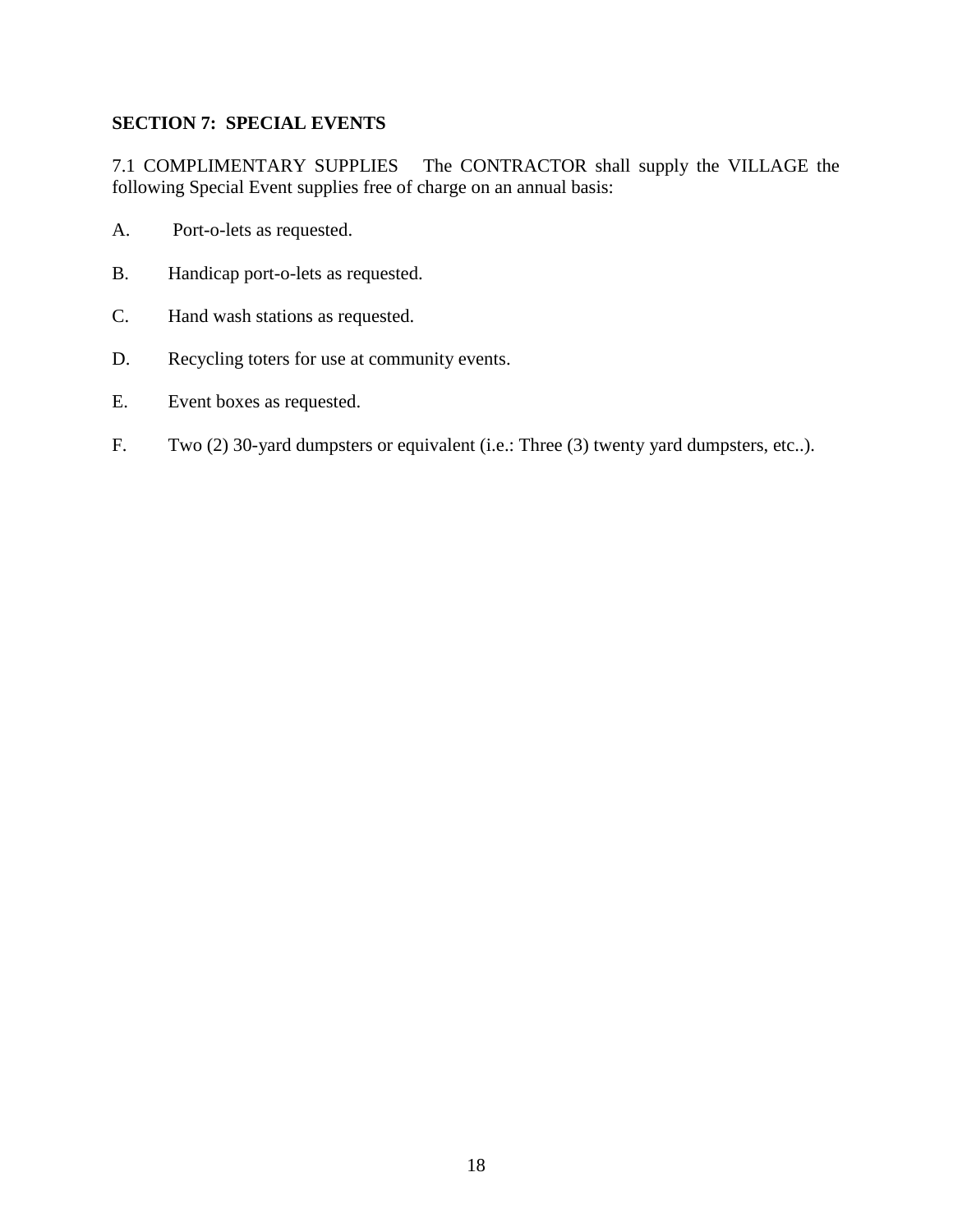**SECTION 7: SPECIAL EVENTS**

7.1 COMPLIMENTARY SUPPLIES The CONTRACTOR shall supply the VILLAGE the following Special Event supplies free of charge on an annual basis:

A. Port-o-lets as requested.

B. Handicap port-o-lets as requested.

C. Hand wash stations as requested.

D. Recycling toters for use at community events.

E. Event boxes as requested.

F. Two (2) 30-yard dumpsters or equivalent (i.e.: Three (3) twenty yard dumpsters, etc..).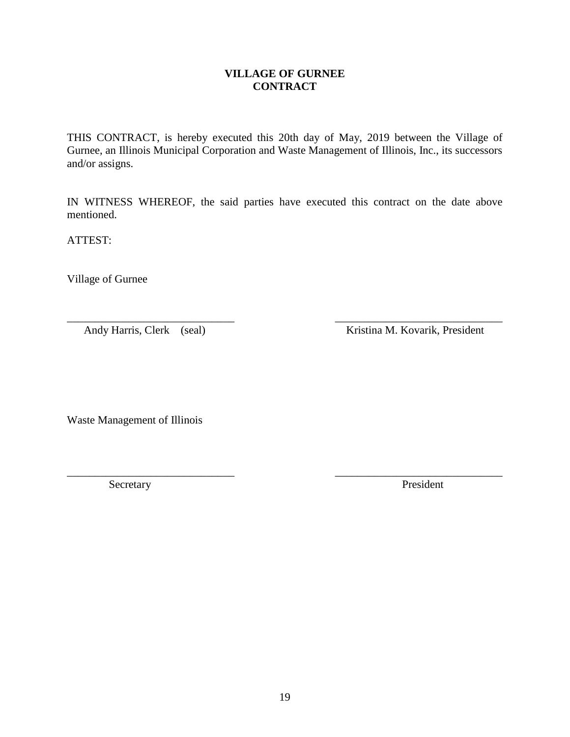**VILLAGE OF GURNEE**
**CONTRACT**

THIS CONTRACT, is hereby executed this 20th day of May, 2019 between the Village of Gurnee, an Illinois Municipal Corporation and Waste Management of Illinois, Inc., its successors and/or assigns.

IN WITNESS WHEREOF, the said parties have executed this contract on the date above mentioned.

ATTEST:

Village of Gurnee

| ______________________________ | ______________________________ |
|---|---|
| Andy Harris, Clerk (seal) | Kristina M. Kovarik, President |

Waste Management of Illinois

| ______________________________ | ______________________________ |
|---|---|
| Secretary | President |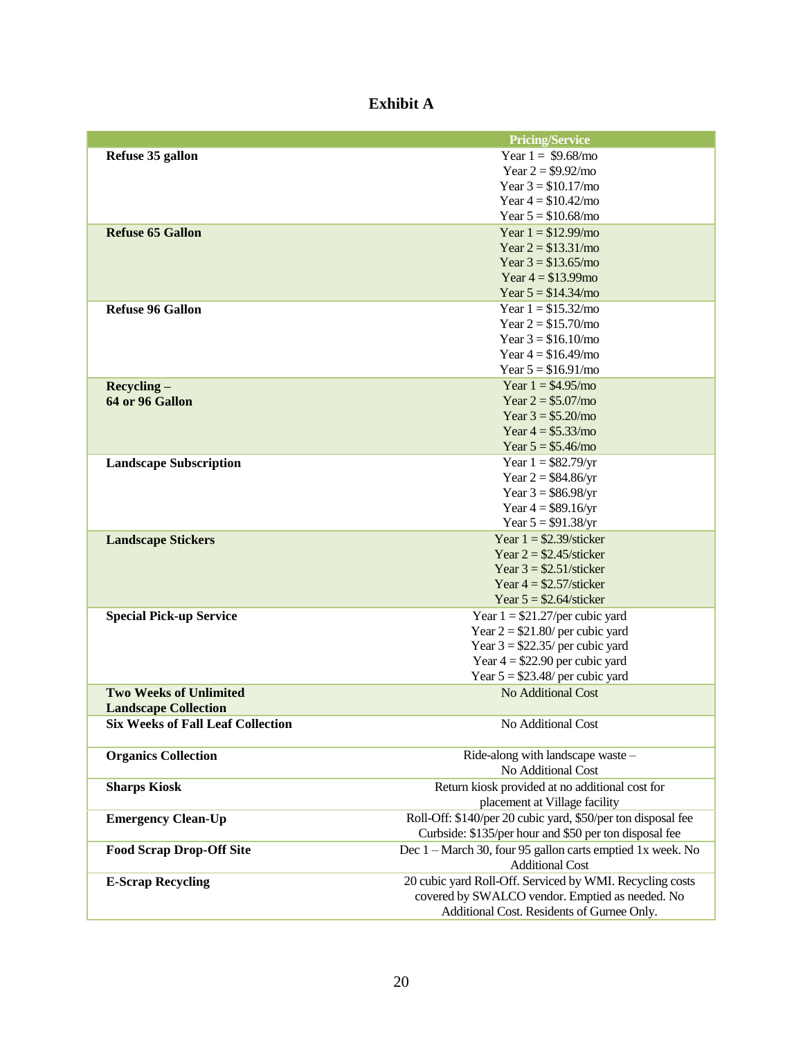# Exhibit A

| | Pricing/Service |
|---|---|
| **Refuse 35 gallon** | Year 1 = $9.68/mo<br>Year 2 = $9.92/mo<br>Year 3 = $10.17/mo<br>Year 4 = $10.42/mo<br>Year 5 = $10.68/mo |
| **Refuse 65 Gallon** | Year 1 = $12.99/mo<br>Year 2 = $13.31/mo<br>Year 3 = $13.65/mo<br>Year 4 = $13.99mo<br>Year 5 = $14.34/mo |
| **Refuse 96 Gallon** | Year 1 = $15.32/mo<br>Year 2 = $15.70/mo<br>Year 3 = $16.10/mo<br>Year 4 = $16.49/mo<br>Year 5 = $16.91/mo |
| **Recycling – 64 or 96 Gallon** | Year 1 = $4.95/mo<br>Year 2 = $5.07/mo<br>Year 3 = $5.20/mo<br>Year 4 = $5.33/mo<br>Year 5 = $5.46/mo |
| **Landscape Subscription** | Year 1 = $82.79/yr<br>Year 2 = $84.86/yr<br>Year 3 = $86.98/yr<br>Year 4 = $89.16/yr<br>Year 5 = $91.38/yr |
| **Landscape Stickers** | Year 1 = $2.39/sticker<br>Year 2 = $2.45/sticker<br>Year 3 = $2.51/sticker<br>Year 4 = $2.57/sticker<br>Year 5 = $2.64/sticker |
| **Special Pick-up Service** | Year 1 = $21.27/per cubic yard<br>Year 2 = $21.80/ per cubic yard<br>Year 3 = $22.35/ per cubic yard<br>Year 4 = $22.90 per cubic yard<br>Year 5 = $23.48/ per cubic yard |
| **Two Weeks of Unlimited Landscape Collection** | No Additional Cost |
| **Six Weeks of Fall Leaf Collection** | No Additional Cost |
| **Organics Collection** | Ride-along with landscape waste – No Additional Cost |
| **Sharps Kiosk** | Return kiosk provided at no additional cost for placement at Village facility |
| **Emergency Clean-Up** | Roll-Off: $140/per 20 cubic yard, $50/per ton disposal fee<br>Curbside: $135/per hour and $50 per ton disposal fee |
| **Food Scrap Drop-Off Site** | Dec 1 – March 30, four 95 gallon carts emptied 1x week. No Additional Cost |
| **E-Scrap Recycling** | 20 cubic yard Roll-Off. Serviced by WMI. Recycling costs covered by SWALCO vendor. Emptied as needed. No Additional Cost. Residents of Gurnee Only. |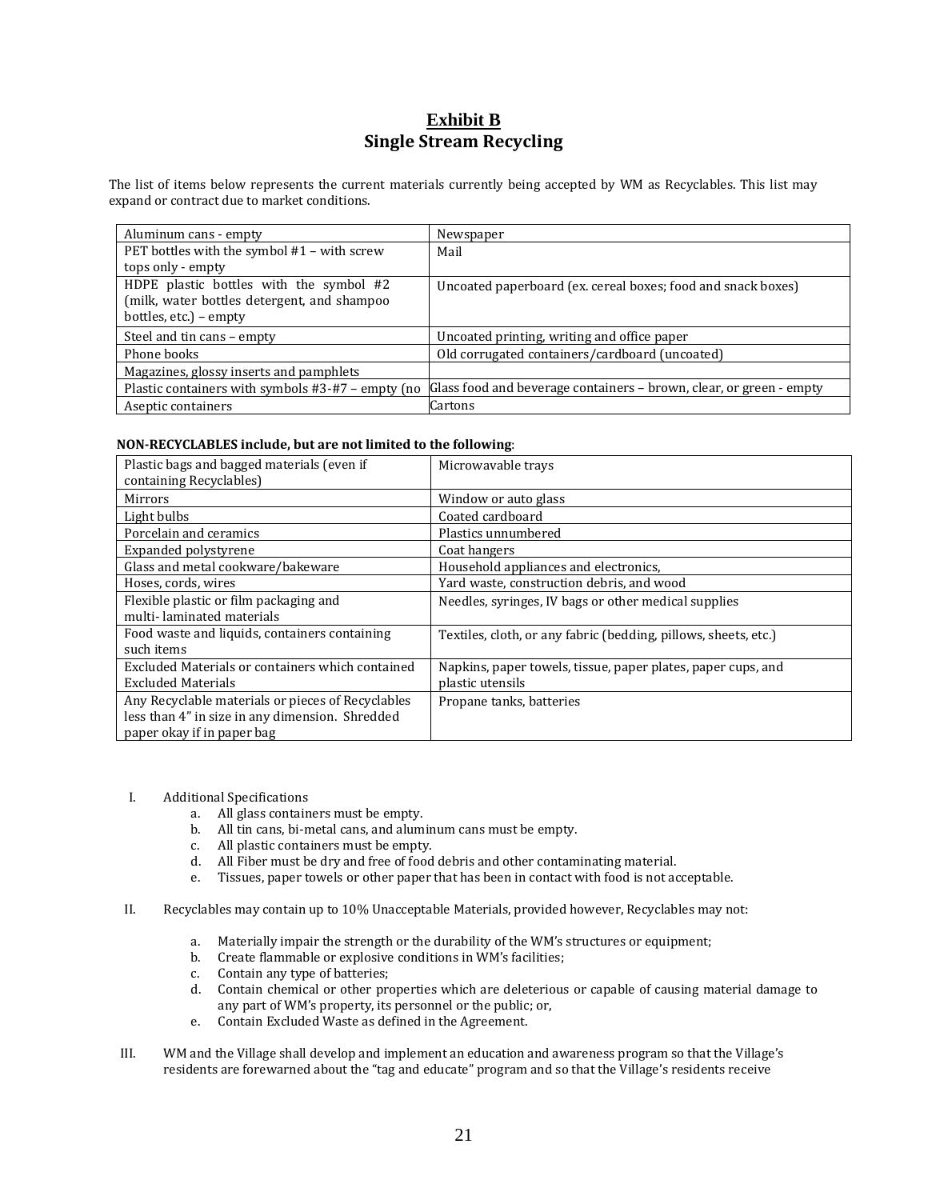# Exhibit B
## Single Stream Recycling

The list of items below represents the current materials currently being accepted by WM as Recyclables. This list may expand or contract due to market conditions.

| | |
|---|---|
| Aluminum cans - empty | Newspaper |
| PET bottles with the symbol #1 – with screw tops only - empty | Mail |
| HDPE plastic bottles with the symbol #2 (milk, water bottles detergent, and shampoo bottles, etc.) – empty | Uncoated paperboard (ex. cereal boxes; food and snack boxes) |
| Steel and tin cans – empty | Uncoated printing, writing and office paper |
| Phone books | Old corrugated containers/cardboard (uncoated) |
| Magazines, glossy inserts and pamphlets | |
| Plastic containers with symbols #3-#7 – empty (no | Glass food and beverage containers – brown, clear, or green - empty |
| Aseptic containers | Cartons |

**NON-RECYCLABLES include, but are not limited to the following**:

| | |
|---|---|
| Plastic bags and bagged materials (even if containing Recyclables) | Microwavable trays |
| Mirrors | Window or auto glass |
| Light bulbs | Coated cardboard |
| Porcelain and ceramics | Plastics unnumbered |
| Expanded polystyrene | Coat hangers |
| Glass and metal cookware/bakeware | Household appliances and electronics, |
| Hoses, cords, wires | Yard waste, construction debris, and wood |
| Flexible plastic or film packaging and multi- laminated materials | Needles, syringes, IV bags or other medical supplies |
| Food waste and liquids, containers containing such items | Textiles, cloth, or any fabric (bedding, pillows, sheets, etc.) |
| Excluded Materials or containers which contained Excluded Materials | Napkins, paper towels, tissue, paper plates, paper cups, and plastic utensils |
| Any Recyclable materials or pieces of Recyclables less than 4" in size in any dimension. Shredded paper okay if in paper bag | Propane tanks, batteries |

I. Additional Specifications
   a. All glass containers must be empty.
   b. All tin cans, bi-metal cans, and aluminum cans must be empty.
   c. All plastic containers must be empty.
   d. All Fiber must be dry and free of food debris and other contaminating material.
   e. Tissues, paper towels or other paper that has been in contact with food is not acceptable.

II. Recyclables may contain up to 10% Unacceptable Materials, provided however, Recyclables may not:
   a. Materially impair the strength or the durability of the WM's structures or equipment;
   b. Create flammable or explosive conditions in WM's facilities;
   c. Contain any type of batteries;
   d. Contain chemical or other properties which are deleterious or capable of causing material damage to any part of WM's property, its personnel or the public; or,
   e. Contain Excluded Waste as defined in the Agreement.

III. WM and the Village shall develop and implement an education and awareness program so that the Village's residents are forewarned about the "tag and educate" program and so that the Village's residents receive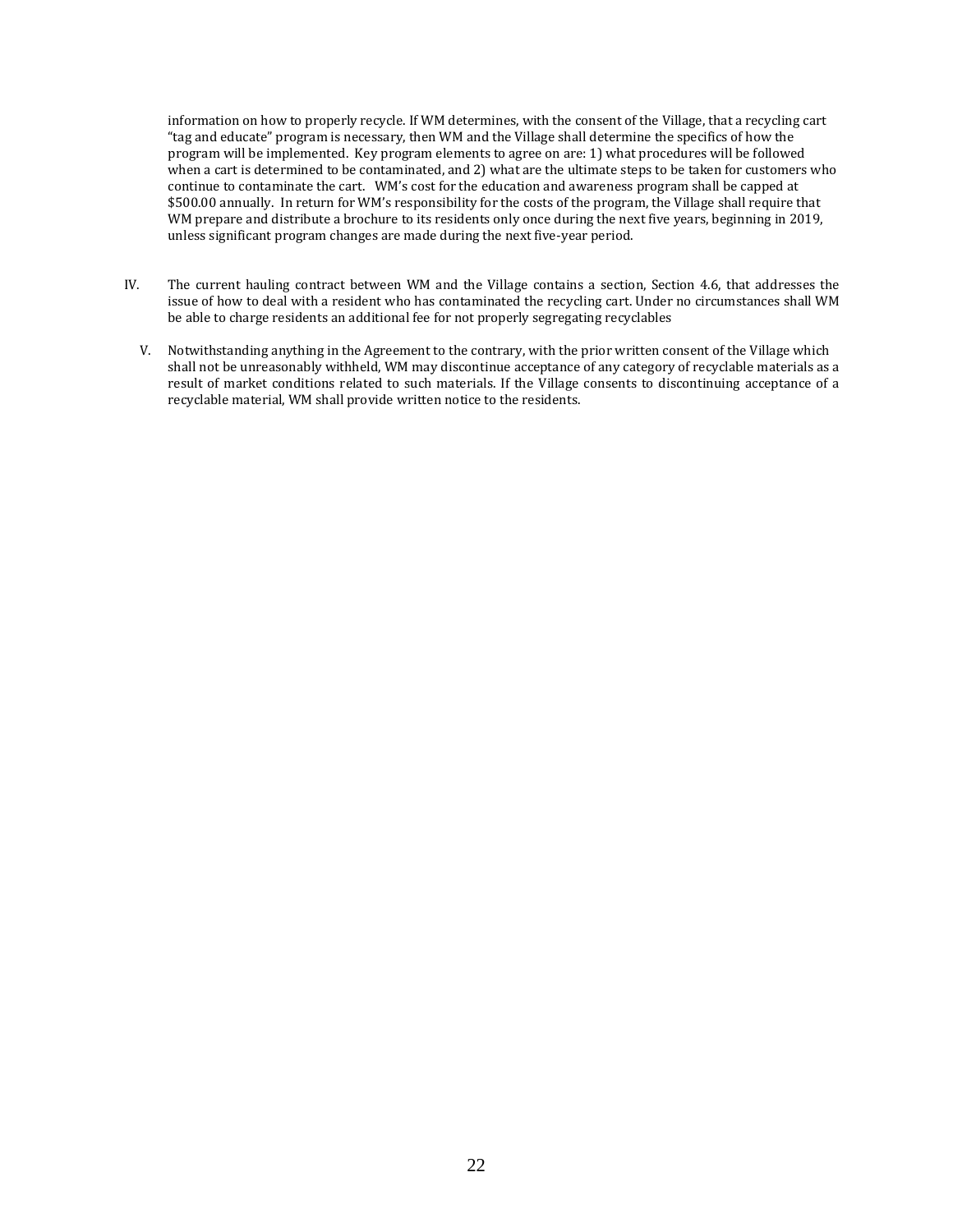information on how to properly recycle. If WM determines, with the consent of the Village, that a recycling cart "tag and educate" program is necessary, then WM and the Village shall determine the specifics of how the program will be implemented. Key program elements to agree on are: 1) what procedures will be followed when a cart is determined to be contaminated, and 2) what are the ultimate steps to be taken for customers who continue to contaminate the cart. WM's cost for the education and awareness program shall be capped at $500.00 annually. In return for WM's responsibility for the costs of the program, the Village shall require that WM prepare and distribute a brochure to its residents only once during the next five years, beginning in 2019, unless significant program changes are made during the next five-year period.

IV. The current hauling contract between WM and the Village contains a section, Section 4.6, that addresses the issue of how to deal with a resident who has contaminated the recycling cart. Under no circumstances shall WM be able to charge residents an additional fee for not properly segregating recyclables

V. Notwithstanding anything in the Agreement to the contrary, with the prior written consent of the Village which shall not be unreasonably withheld, WM may discontinue acceptance of any category of recyclable materials as a result of market conditions related to such materials. If the Village consents to discontinuing acceptance of a recyclable material, WM shall provide written notice to the residents.